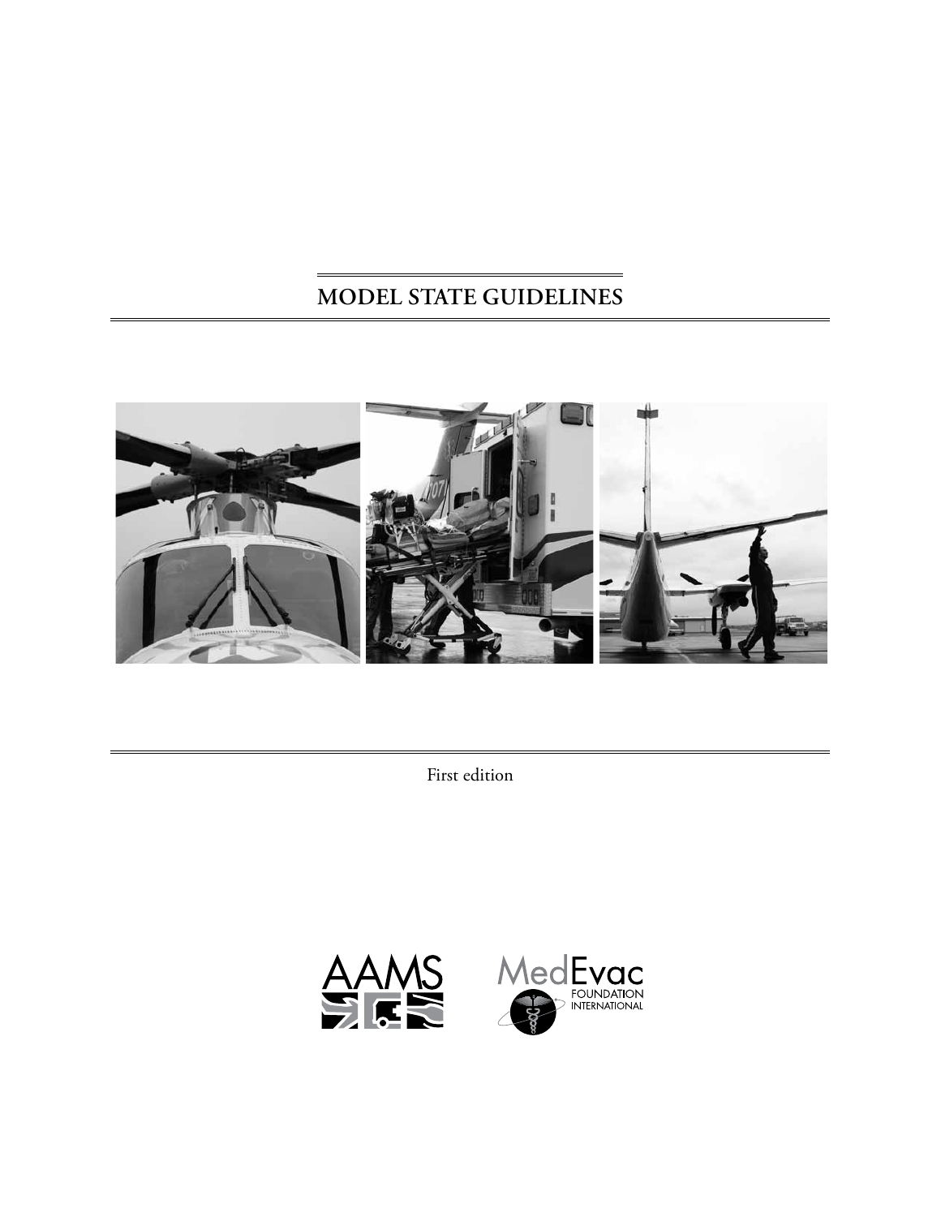# MODEL STATE GUIDELINES

First edition

AAMS

MedEvac FOUNDATION INTERNATIONAL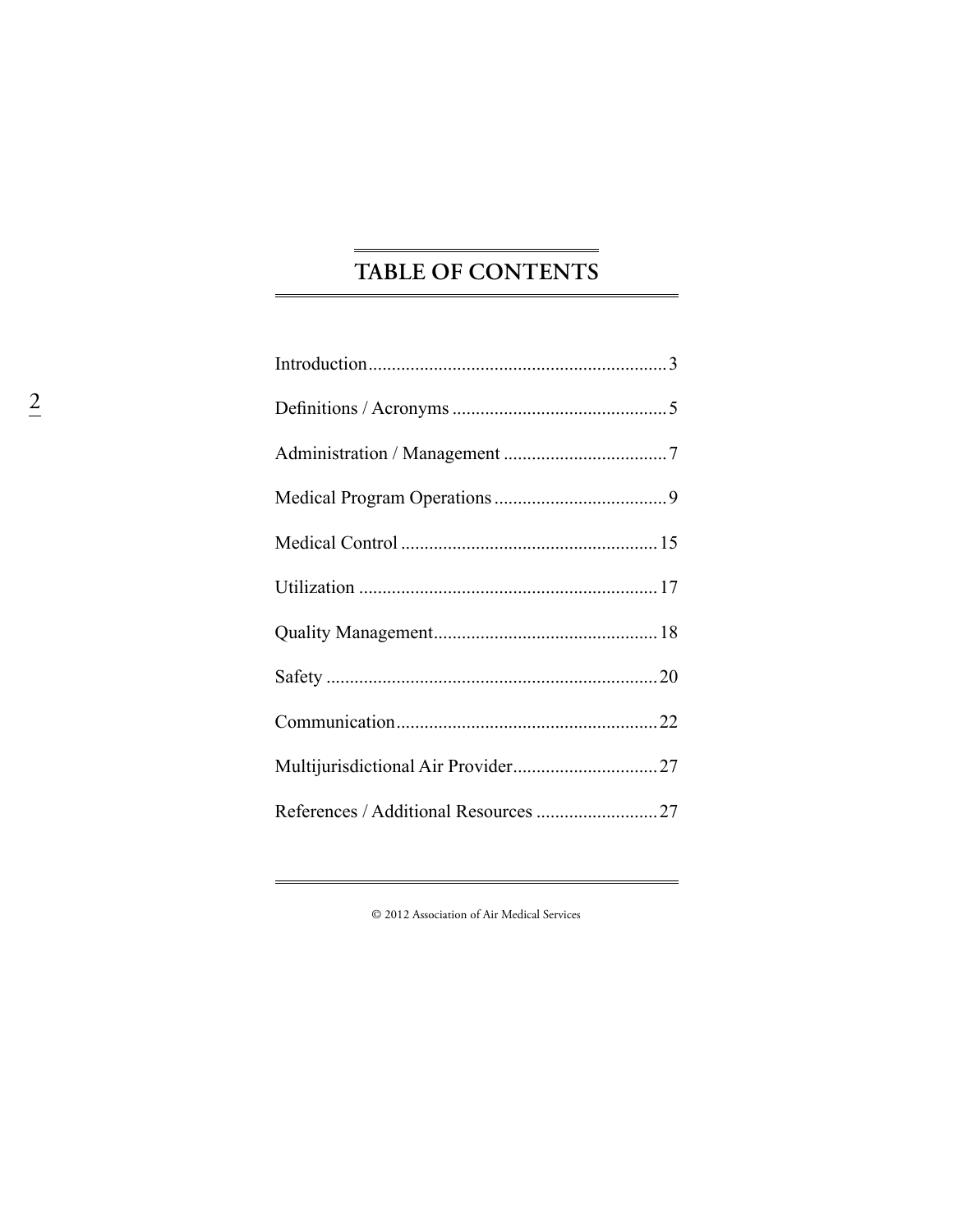# TABLE OF CONTENTS

| Section | Page |
| --- | --- |
| Introduction | 3 |
| Definitions / Acronyms | 5 |
| Administration / Management | 7 |
| Medical Program Operations | 9 |
| Medical Control | 15 |
| Utilization | 17 |
| Quality Management | 18 |
| Safety | 20 |
| Communication | 22 |
| Multijurisdictional Air Provider | 27 |
| References / Additional Resources | 27 |

© 2012 Association of Air Medical Services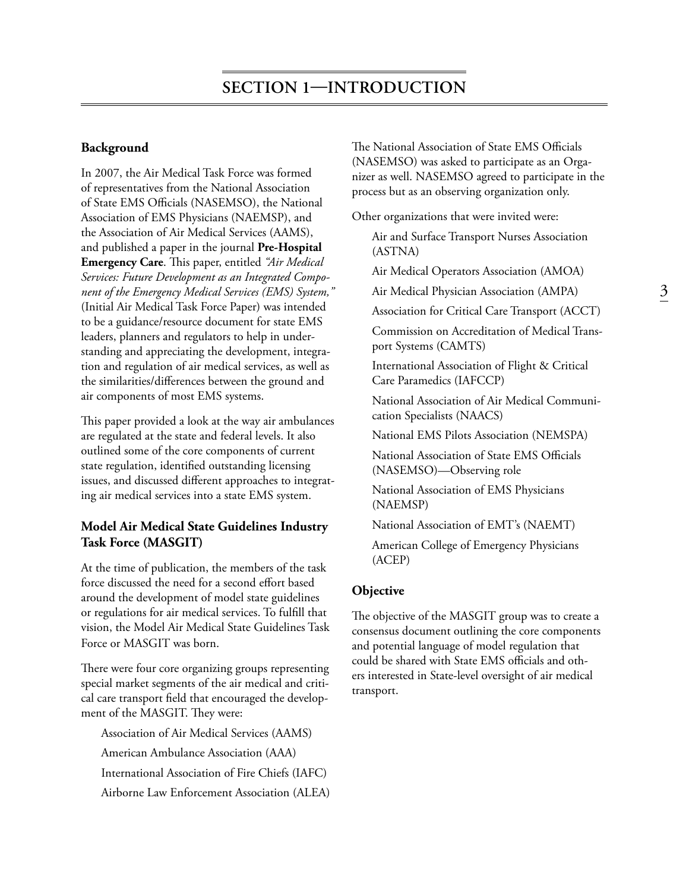# SECTION 1—INTRODUCTION

## Background

In 2007, the Air Medical Task Force was formed of representatives from the National Association of State EMS Officials (NASEMSO), the National Association of EMS Physicians (NAEMSP), and the Association of Air Medical Services (AAMS), and published a paper in the journal **Pre-Hospital Emergency Care**. This paper, entitled *"Air Medical Services: Future Development as an Integrated Component of the Emergency Medical Services (EMS) System,"* (Initial Air Medical Task Force Paper) was intended to be a guidance/resource document for state EMS leaders, planners and regulators to help in understanding and appreciating the development, integration and regulation of air medical services, as well as the similarities/differences between the ground and air components of most EMS systems.

This paper provided a look at the way air ambulances are regulated at the state and federal levels. It also outlined some of the core components of current state regulation, identified outstanding licensing issues, and discussed different approaches to integrating air medical services into a state EMS system.

## Model Air Medical State Guidelines Industry Task Force (MASGIT)

At the time of publication, the members of the task force discussed the need for a second effort based around the development of model state guidelines or regulations for air medical services. To fulfill that vision, the Model Air Medical State Guidelines Task Force or MASGIT was born.

There were four core organizing groups representing special market segments of the air medical and critical care transport field that encouraged the development of the MASGIT. They were:

- Association of Air Medical Services (AAMS)
- American Ambulance Association (AAA)
- International Association of Fire Chiefs (IAFC)
- Airborne Law Enforcement Association (ALEA)

The National Association of State EMS Officials (NASEMSO) was asked to participate as an Organizer as well. NASEMSO agreed to participate in the process but as an observing organization only.

Other organizations that were invited were:

- Air and Surface Transport Nurses Association (ASTNA)
- Air Medical Operators Association (AMOA)
- Air Medical Physician Association (AMPA)
- Association for Critical Care Transport (ACCT)
- Commission on Accreditation of Medical Transport Systems (CAMTS)
- International Association of Flight & Critical Care Paramedics (IAFCCP)
- National Association of Air Medical Communication Specialists (NAACS)
- National EMS Pilots Association (NEMSPA)
- National Association of State EMS Officials (NASEMSO)—Observing role
- National Association of EMS Physicians (NAEMSP)
- National Association of EMT's (NAEMT)
- American College of Emergency Physicians (ACEP)

## Objective

The objective of the MASGIT group was to create a consensus document outlining the core components and potential language of model regulation that could be shared with State EMS officials and others interested in State-level oversight of air medical transport.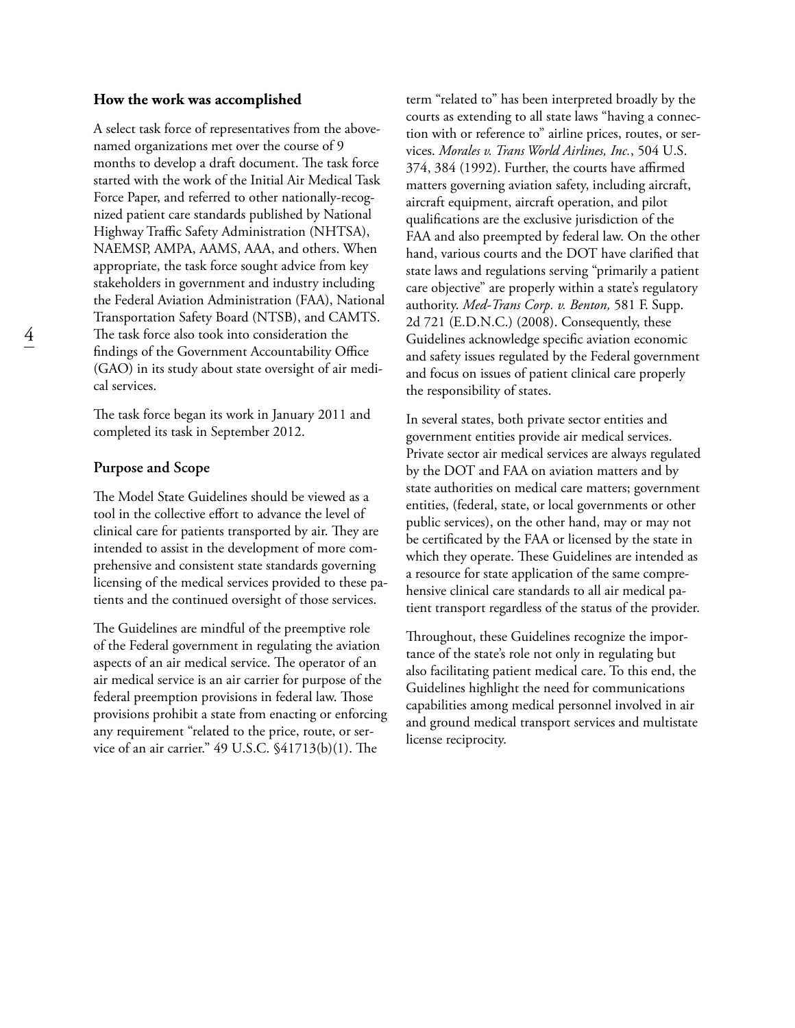## How the work was accomplished

A select task force of representatives from the above-named organizations met over the course of 9 months to develop a draft document. The task force started with the work of the Initial Air Medical Task Force Paper, and referred to other nationally-recognized patient care standards published by National Highway Traffic Safety Administration (NHTSA), NAEMSP, AMPA, AAMS, AAA, and others. When appropriate, the task force sought advice from key stakeholders in government and industry including the Federal Aviation Administration (FAA), National Transportation Safety Board (NTSB), and CAMTS. The task force also took into consideration the findings of the Government Accountability Office (GAO) in its study about state oversight of air medical services.

The task force began its work in January 2011 and completed its task in September 2012.

## Purpose and Scope

The Model State Guidelines should be viewed as a tool in the collective effort to advance the level of clinical care for patients transported by air. They are intended to assist in the development of more comprehensive and consistent state standards governing licensing of the medical services provided to these patients and the continued oversight of those services.

The Guidelines are mindful of the preemptive role of the Federal government in regulating the aviation aspects of an air medical service. The operator of an air medical service is an air carrier for purpose of the federal preemption provisions in federal law. Those provisions prohibit a state from enacting or enforcing any requirement "related to the price, route, or service of an air carrier." 49 U.S.C. §41713(b)(1). The term "related to" has been interpreted broadly by the courts as extending to all state laws "having a connection with or reference to" airline prices, routes, or services. *Morales v. Trans World Airlines, Inc.*, 504 U.S. 374, 384 (1992). Further, the courts have affirmed matters governing aviation safety, including aircraft, aircraft equipment, aircraft operation, and pilot qualifications are the exclusive jurisdiction of the FAA and also preempted by federal law. On the other hand, various courts and the DOT have clarified that state laws and regulations serving "primarily a patient care objective" are properly within a state's regulatory authority. *Med-Trans Corp. v. Benton,* 581 F. Supp. 2d 721 (E.D.N.C.) (2008). Consequently, these Guidelines acknowledge specific aviation economic and safety issues regulated by the Federal government and focus on issues of patient clinical care properly the responsibility of states.

In several states, both private sector entities and government entities provide air medical services. Private sector air medical services are always regulated by the DOT and FAA on aviation matters and by state authorities on medical care matters; government entities, (federal, state, or local governments or other public services), on the other hand, may or may not be certificated by the FAA or licensed by the state in which they operate. These Guidelines are intended as a resource for state application of the same comprehensive clinical care standards to all air medical patient transport regardless of the status of the provider.

Throughout, these Guidelines recognize the importance of the state's role not only in regulating but also facilitating patient medical care. To this end, the Guidelines highlight the need for communications capabilities among medical personnel involved in air and ground medical transport services and multistate license reciprocity.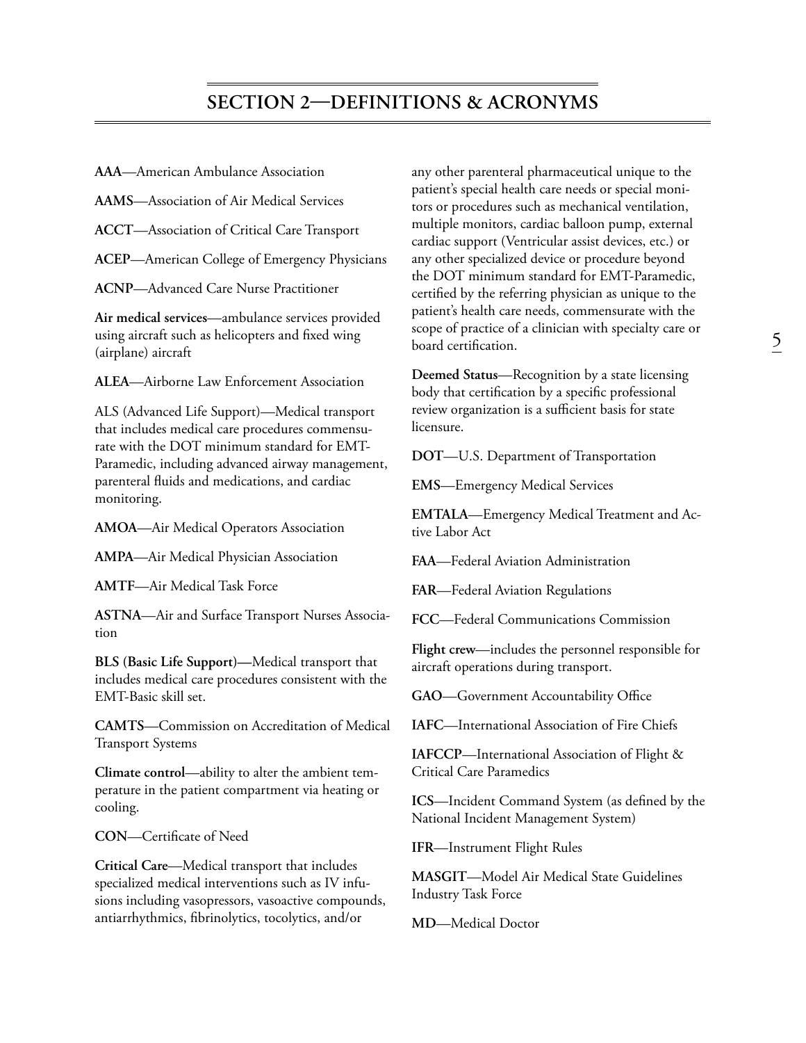## SECTION 2—DEFINITIONS & ACRONYMS

**AAA**—American Ambulance Association

**AAMS**—Association of Air Medical Services

**ACCT**—Association of Critical Care Transport

**ACEP**—American College of Emergency Physicians

**ACNP**—Advanced Care Nurse Practitioner

**Air medical services**—ambulance services provided using aircraft such as helicopters and fixed wing (airplane) aircraft

**ALEA**—Airborne Law Enforcement Association

ALS (Advanced Life Support)—Medical transport that includes medical care procedures commensurate with the DOT minimum standard for EMT-Paramedic, including advanced airway management, parenteral fluids and medications, and cardiac monitoring.

**AMOA**—Air Medical Operators Association

**AMPA**—Air Medical Physician Association

**AMTF**—Air Medical Task Force

**ASTNA**—Air and Surface Transport Nurses Association

**BLS (Basic Life Support)**—Medical transport that includes medical care procedures consistent with the EMT-Basic skill set.

**CAMTS**—Commission on Accreditation of Medical Transport Systems

**Climate control**—ability to alter the ambient temperature in the patient compartment via heating or cooling.

**CON**—Certificate of Need

**Critical Care**—Medical transport that includes specialized medical interventions such as IV infusions including vasopressors, vasoactive compounds, antiarrhythmics, fibrinolytics, tocolytics, and/or any other parenteral pharmaceutical unique to the patient's special health care needs or special monitors or procedures such as mechanical ventilation, multiple monitors, cardiac balloon pump, external cardiac support (Ventricular assist devices, etc.) or any other specialized device or procedure beyond the DOT minimum standard for EMT-Paramedic, certified by the referring physician as unique to the patient's health care needs, commensurate with the scope of practice of a clinician with specialty care or board certification.

**Deemed Status**—Recognition by a state licensing body that certification by a specific professional review organization is a sufficient basis for state licensure.

**DOT**—U.S. Department of Transportation

**EMS**—Emergency Medical Services

**EMTALA**—Emergency Medical Treatment and Active Labor Act

**FAA**—Federal Aviation Administration

**FAR**—Federal Aviation Regulations

**FCC**—Federal Communications Commission

**Flight crew**—includes the personnel responsible for aircraft operations during transport.

**GAO**—Government Accountability Office

**IAFC**—International Association of Fire Chiefs

**IAFCCP**—International Association of Flight & Critical Care Paramedics

**ICS**—Incident Command System (as defined by the National Incident Management System)

**IFR**—Instrument Flight Rules

**MASGIT**—Model Air Medical State Guidelines Industry Task Force

**MD**—Medical Doctor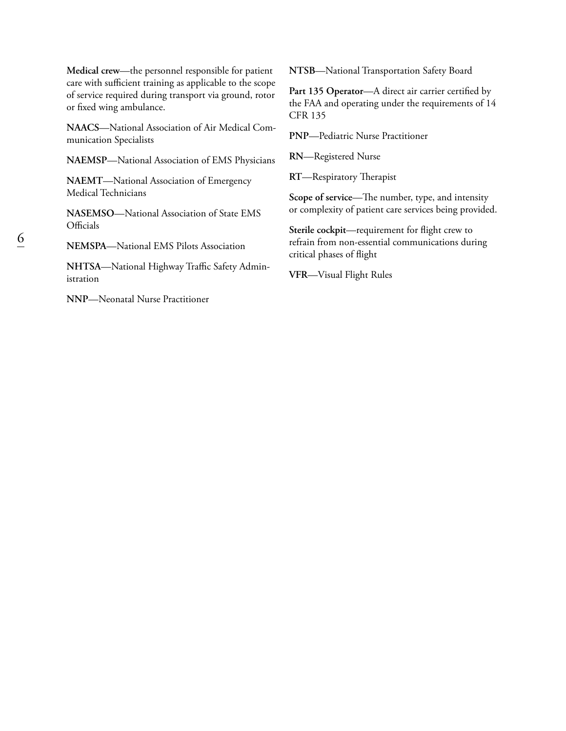**Medical crew**—the personnel responsible for patient care with sufficient training as applicable to the scope of service required during transport via ground, rotor or fixed wing ambulance.

**NAACS**—National Association of Air Medical Communication Specialists

**NAEMSP**—National Association of EMS Physicians

**NAEMT**—National Association of Emergency Medical Technicians

**NASEMSO**—National Association of State EMS Officials

**NEMSPA**—National EMS Pilots Association

**NHTSA**—National Highway Traffic Safety Administration

**NNP**—Neonatal Nurse Practitioner

**NTSB**—National Transportation Safety Board

**Part 135 Operator**—A direct air carrier certified by the FAA and operating under the requirements of 14 CFR 135

**PNP**—Pediatric Nurse Practitioner

**RN**—Registered Nurse

**RT**—Respiratory Therapist

**Scope of service**—The number, type, and intensity or complexity of patient care services being provided.

**Sterile cockpit**—requirement for flight crew to refrain from non-essential communications during critical phases of flight

**VFR**—Visual Flight Rules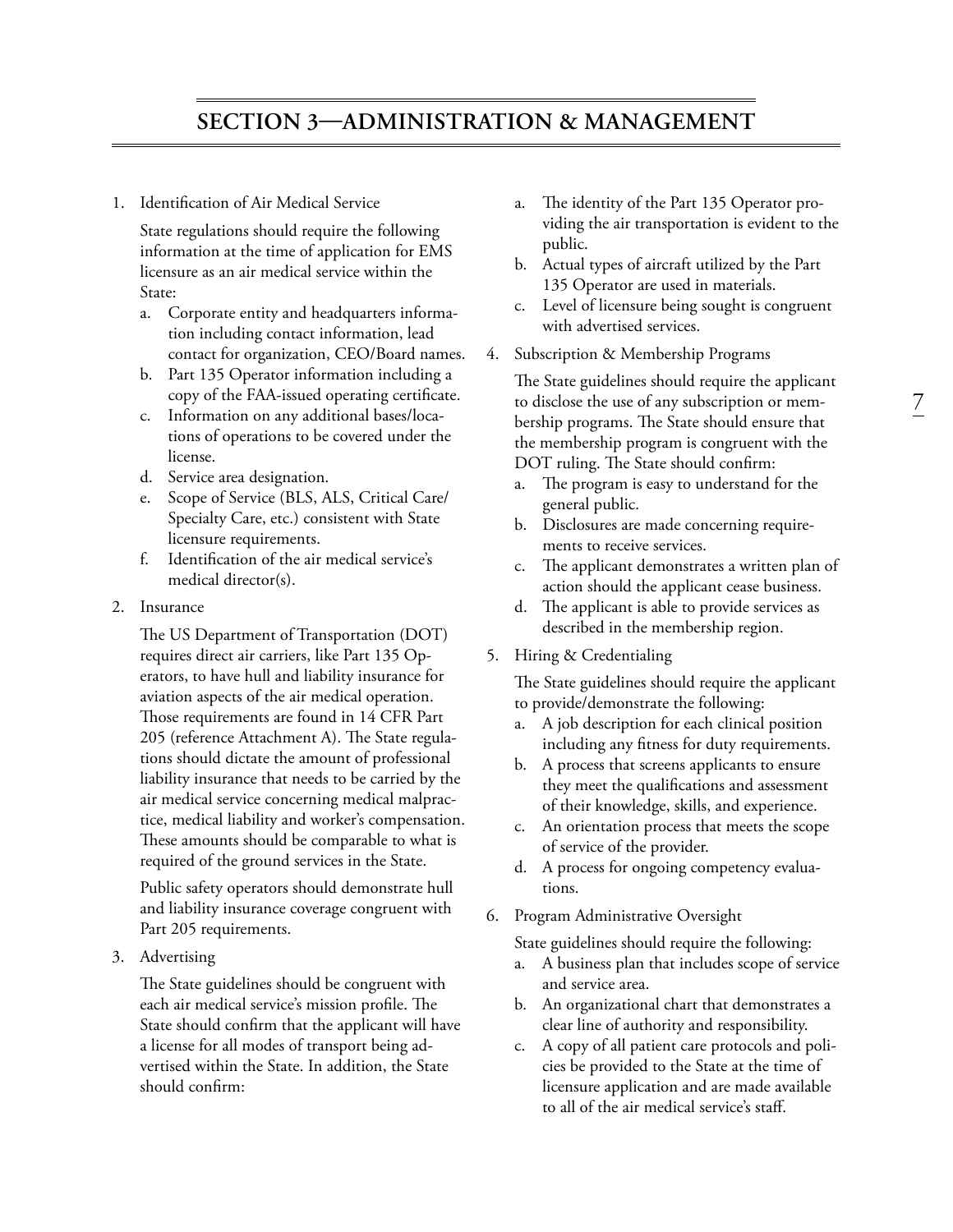# SECTION 3—ADMINISTRATION & MANAGEMENT

1. Identification of Air Medical Service

   State regulations should require the following information at the time of application for EMS licensure as an air medical service within the State:

   a. Corporate entity and headquarters information including contact information, lead contact for organization, CEO/Board names.
   b. Part 135 Operator information including a copy of the FAA-issued operating certificate.
   c. Information on any additional bases/locations of operations to be covered under the license.
   d. Service area designation.
   e. Scope of Service (BLS, ALS, Critical Care/Specialty Care, etc.) consistent with State licensure requirements.
   f. Identification of the air medical service's medical director(s).

2. Insurance

   The US Department of Transportation (DOT) requires direct air carriers, like Part 135 Operators, to have hull and liability insurance for aviation aspects of the air medical operation. Those requirements are found in 14 CFR Part 205 (reference Attachment A). The State regulations should dictate the amount of professional liability insurance that needs to be carried by the air medical service concerning medical malpractice, medical liability and worker's compensation. These amounts should be comparable to what is required of the ground services in the State.

   Public safety operators should demonstrate hull and liability insurance coverage congruent with Part 205 requirements.

3. Advertising

   The State guidelines should be congruent with each air medical service's mission profile. The State should confirm that the applicant will have a license for all modes of transport being advertised within the State. In addition, the State should confirm:

   a. The identity of the Part 135 Operator providing the air transportation is evident to the public.
   b. Actual types of aircraft utilized by the Part 135 Operator are used in materials.
   c. Level of licensure being sought is congruent with advertised services.

4. Subscription & Membership Programs

   The State guidelines should require the applicant to disclose the use of any subscription or membership programs. The State should ensure that the membership program is congruent with the DOT ruling. The State should confirm:

   a. The program is easy to understand for the general public.
   b. Disclosures are made concerning requirements to receive services.
   c. The applicant demonstrates a written plan of action should the applicant cease business.
   d. The applicant is able to provide services as described in the membership region.

5. Hiring & Credentialing

   The State guidelines should require the applicant to provide/demonstrate the following:

   a. A job description for each clinical position including any fitness for duty requirements.
   b. A process that screens applicants to ensure they meet the qualifications and assessment of their knowledge, skills, and experience.
   c. An orientation process that meets the scope of service of the provider.
   d. A process for ongoing competency evaluations.

6. Program Administrative Oversight

   State guidelines should require the following:

   a. A business plan that includes scope of service and service area.
   b. An organizational chart that demonstrates a clear line of authority and responsibility.
   c. A copy of all patient care protocols and policies be provided to the State at the time of licensure application and are made available to all of the air medical service's staff.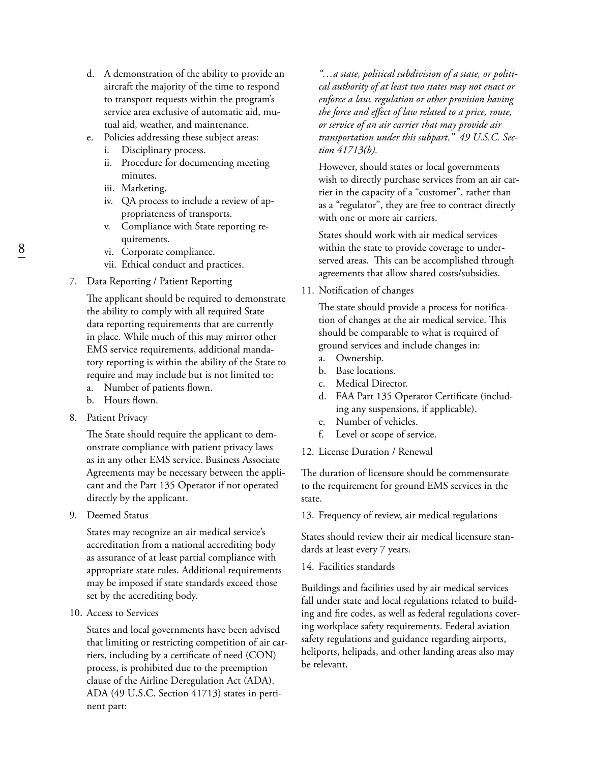d. A demonstration of the ability to provide an aircraft the majority of the time to respond to transport requests within the program's service area exclusive of automatic aid, mutual aid, weather, and maintenance.
e. Policies addressing these subject areas:
   i. Disciplinary process.
   ii. Procedure for documenting meeting minutes.
   iii. Marketing.
   iv. QA process to include a review of appropriateness of transports.
   v. Compliance with State reporting requirements.
   vi. Corporate compliance.
   vii. Ethical conduct and practices.

7. Data Reporting / Patient Reporting

   The applicant should be required to demonstrate the ability to comply with all required State data reporting requirements that are currently in place. While much of this may mirror other EMS service requirements, additional mandatory reporting is within the ability of the State to require and may include but is not limited to:
   a. Number of patients flown.
   b. Hours flown.

8. Patient Privacy

   The State should require the applicant to demonstrate compliance with patient privacy laws as in any other EMS service. Business Associate Agreements may be necessary between the applicant and the Part 135 Operator if not operated directly by the applicant.

9. Deemed Status

   States may recognize an air medical service's accreditation from a national accrediting body as assurance of at least partial compliance with appropriate state rules. Additional requirements may be imposed if state standards exceed those set by the accrediting body.

10. Access to Services

   States and local governments have been advised that limiting or restricting competition of air carriers, including by a certificate of need (CON) process, is prohibited due to the preemption clause of the Airline Deregulation Act (ADA). ADA (49 U.S.C. Section 41713) states in pertinent part:

   *"…a state, political subdivision of a state, or political authority of at least two states may not enact or enforce a law, regulation or other provision having the force and effect of law related to a price, route, or service of an air carrier that may provide air transportation under this subpart." 49 U.S.C. Section 41713(b).*

   However, should states or local governments wish to directly purchase services from an air carrier in the capacity of a "customer", rather than as a "regulator", they are free to contract directly with one or more air carriers.

   States should work with air medical services within the state to provide coverage to underserved areas. This can be accomplished through agreements that allow shared costs/subsidies.

11. Notification of changes

   The state should provide a process for notification of changes at the air medical service. This should be comparable to what is required of ground services and include changes in:
   a. Ownership.
   b. Base locations.
   c. Medical Director.
   d. FAA Part 135 Operator Certificate (including any suspensions, if applicable).
   e. Number of vehicles.
   f. Level or scope of service.

12. License Duration / Renewal

The duration of licensure should be commensurate to the requirement for ground EMS services in the state.

13. Frequency of review, air medical regulations

States should review their air medical licensure standards at least every 7 years.

14. Facilities standards

Buildings and facilities used by air medical services fall under state and local regulations related to building and fire codes, as well as federal regulations covering workplace safety requirements. Federal aviation safety regulations and guidance regarding airports, heliports, helipads, and other landing areas also may be relevant.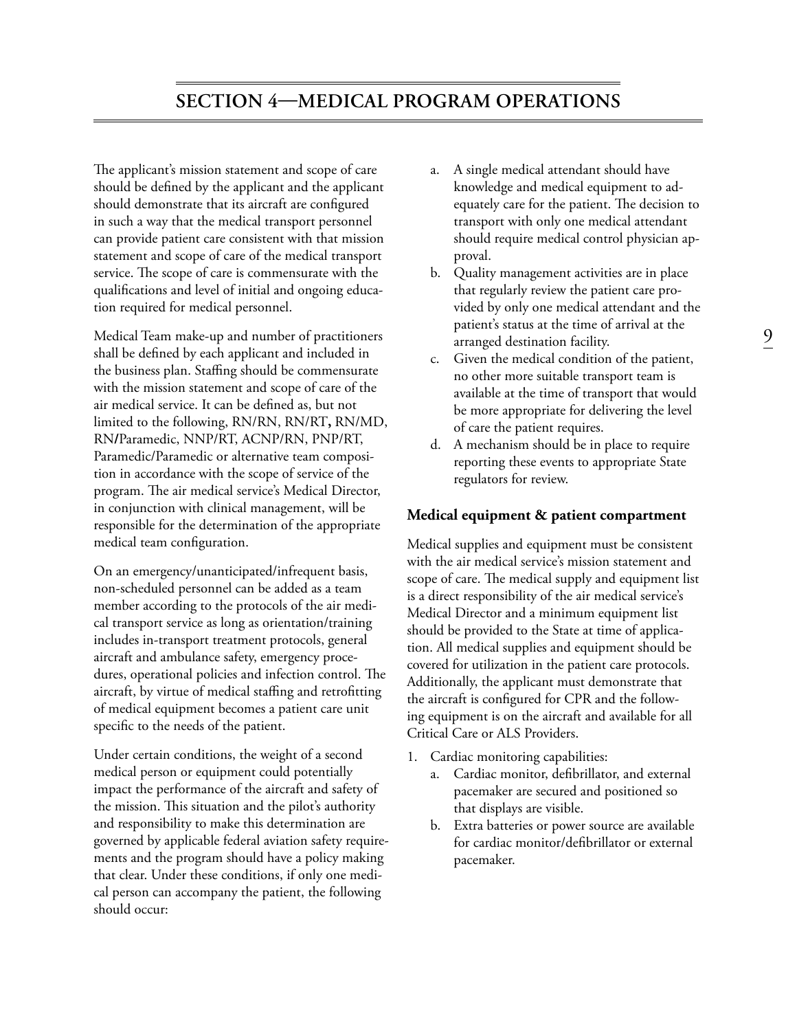# SECTION 4—MEDICAL PROGRAM OPERATIONS

The applicant's mission statement and scope of care should be defined by the applicant and the applicant should demonstrate that its aircraft are configured in such a way that the medical transport personnel can provide patient care consistent with that mission statement and scope of care of the medical transport service. The scope of care is commensurate with the qualifications and level of initial and ongoing education required for medical personnel.

Medical Team make-up and number of practitioners shall be defined by each applicant and included in the business plan. Staffing should be commensurate with the mission statement and scope of care of the air medical service. It can be defined as, but not limited to the following, RN/RN, RN/RT**,** RN/MD, RN**/**Paramedic, NNP/RT, ACNP/RN, PNP/RT, Paramedic/Paramedic or alternative team composition in accordance with the scope of service of the program. The air medical service's Medical Director, in conjunction with clinical management, will be responsible for the determination of the appropriate medical team configuration.

On an emergency/unanticipated/infrequent basis, non-scheduled personnel can be added as a team member according to the protocols of the air medical transport service as long as orientation/training includes in-transport treatment protocols, general aircraft and ambulance safety, emergency procedures, operational policies and infection control. The aircraft, by virtue of medical staffing and retrofitting of medical equipment becomes a patient care unit specific to the needs of the patient.

Under certain conditions, the weight of a second medical person or equipment could potentially impact the performance of the aircraft and safety of the mission. This situation and the pilot's authority and responsibility to make this determination are governed by applicable federal aviation safety requirements and the program should have a policy making that clear. Under these conditions, if only one medical person can accompany the patient, the following should occur:

a. A single medical attendant should have knowledge and medical equipment to adequately care for the patient. The decision to transport with only one medical attendant should require medical control physician approval.
b. Quality management activities are in place that regularly review the patient care provided by only one medical attendant and the patient's status at the time of arrival at the arranged destination facility.
c. Given the medical condition of the patient, no other more suitable transport team is available at the time of transport that would be more appropriate for delivering the level of care the patient requires.
d. A mechanism should be in place to require reporting these events to appropriate State regulators for review.

### Medical equipment & patient compartment

Medical supplies and equipment must be consistent with the air medical service's mission statement and scope of care. The medical supply and equipment list is a direct responsibility of the air medical service's Medical Director and a minimum equipment list should be provided to the State at time of application. All medical supplies and equipment should be covered for utilization in the patient care protocols. Additionally, the applicant must demonstrate that the aircraft is configured for CPR and the following equipment is on the aircraft and available for all Critical Care or ALS Providers.

1. Cardiac monitoring capabilities:
   a. Cardiac monitor, defibrillator, and external pacemaker are secured and positioned so that displays are visible.
   b. Extra batteries or power source are available for cardiac monitor/defibrillator or external pacemaker.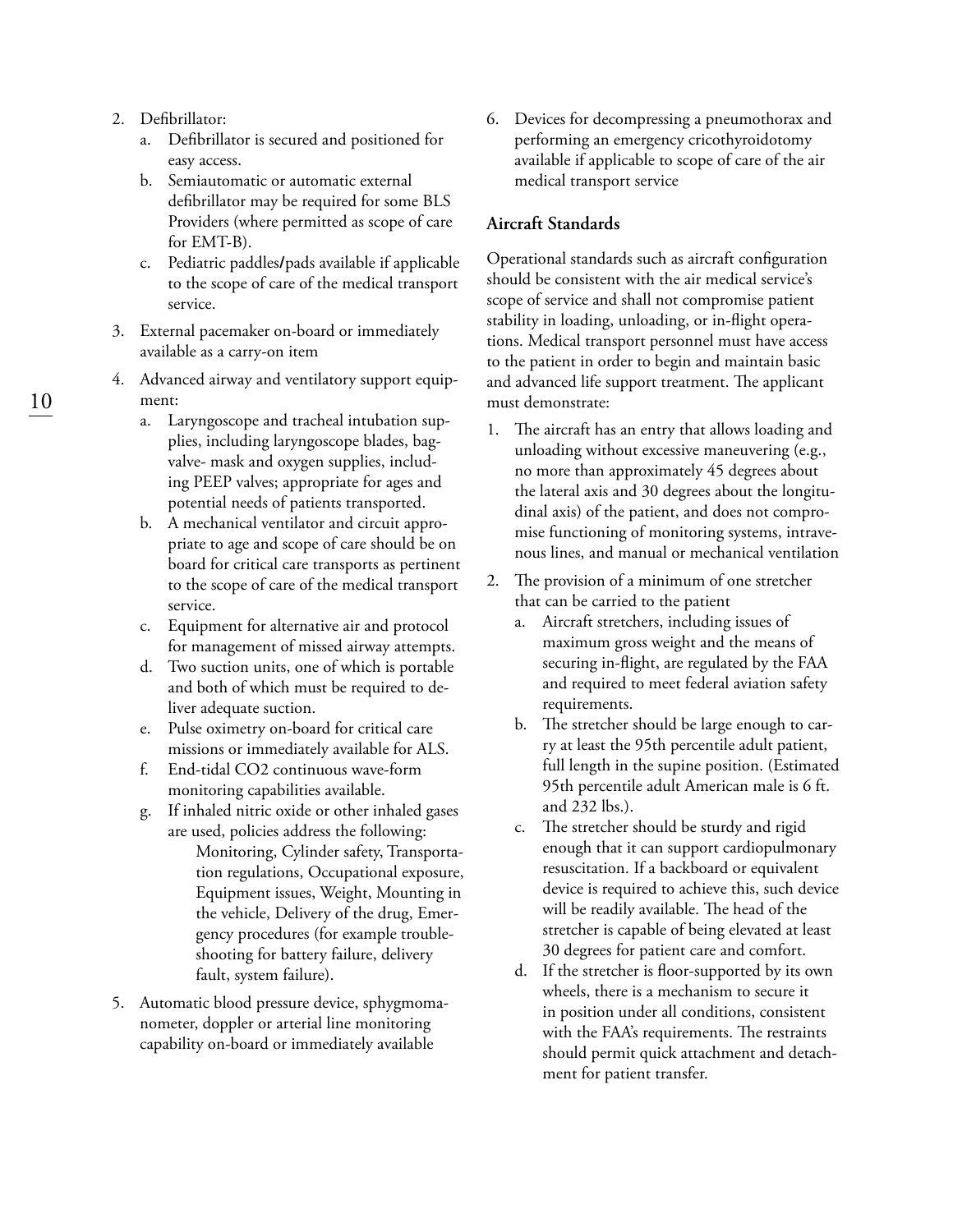2. Defibrillator:
   a. Defibrillator is secured and positioned for easy access.
   b. Semiautomatic or automatic external defibrillator may be required for some BLS Providers (where permitted as scope of care for EMT-B).
   c. Pediatric paddles/pads available if applicable to the scope of care of the medical transport service.
3. External pacemaker on-board or immediately available as a carry-on item
4. Advanced airway and ventilatory support equipment:
   a. Laryngoscope and tracheal intubation supplies, including laryngoscope blades, bag-valve- mask and oxygen supplies, including PEEP valves; appropriate for ages and potential needs of patients transported.
   b. A mechanical ventilator and circuit appropriate to age and scope of care should be on board for critical care transports as pertinent to the scope of care of the medical transport service.
   c. Equipment for alternative air and protocol for management of missed airway attempts.
   d. Two suction units, one of which is portable and both of which must be required to deliver adequate suction.
   e. Pulse oximetry on-board for critical care missions or immediately available for ALS.
   f. End-tidal $CO_2$ continuous wave-form monitoring capabilities available.
   g. If inhaled nitric oxide or other inhaled gases are used, policies address the following:
      Monitoring, Cylinder safety, Transportation regulations, Occupational exposure, Equipment issues, Weight, Mounting in the vehicle, Delivery of the drug, Emergency procedures (for example troubleshooting for battery failure, delivery fault, system failure).
5. Automatic blood pressure device, sphygmomanometer, doppler or arterial line monitoring capability on-board or immediately available
6. Devices for decompressing a pneumothorax and performing an emergency cricothyroidotomy available if applicable to scope of care of the air medical transport service

### Aircraft Standards

Operational standards such as aircraft configuration should be consistent with the air medical service's scope of service and shall not compromise patient stability in loading, unloading, or in-flight operations. Medical transport personnel must have access to the patient in order to begin and maintain basic and advanced life support treatment. The applicant must demonstrate:

1. The aircraft has an entry that allows loading and unloading without excessive maneuvering (e.g., no more than approximately 45 degrees about the lateral axis and 30 degrees about the longitudinal axis) of the patient, and does not compromise functioning of monitoring systems, intravenous lines, and manual or mechanical ventilation
2. The provision of a minimum of one stretcher that can be carried to the patient
   a. Aircraft stretchers, including issues of maximum gross weight and the means of securing in-flight, are regulated by the FAA and required to meet federal aviation safety requirements.
   b. The stretcher should be large enough to carry at least the 95th percentile adult patient, full length in the supine position. (Estimated 95th percentile adult American male is 6 ft. and 232 lbs.).
   c. The stretcher should be sturdy and rigid enough that it can support cardiopulmonary resuscitation. If a backboard or equivalent device is required to achieve this, such device will be readily available. The head of the stretcher is capable of being elevated at least 30 degrees for patient care and comfort.
   d. If the stretcher is floor-supported by its own wheels, there is a mechanism to secure it in position under all conditions, consistent with the FAA's requirements. The restraints should permit quick attachment and detachment for patient transfer.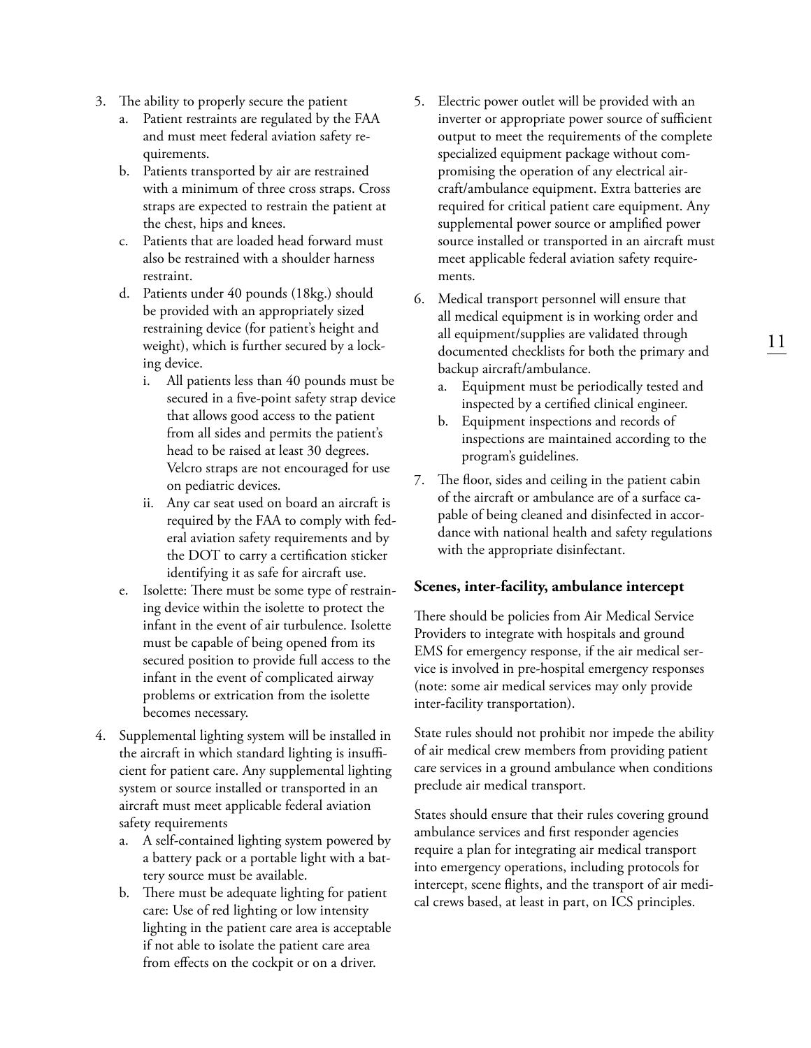3. The ability to properly secure the patient
   a. Patient restraints are regulated by the FAA and must meet federal aviation safety requirements.
   b. Patients transported by air are restrained with a minimum of three cross straps. Cross straps are expected to restrain the patient at the chest, hips and knees.
   c. Patients that are loaded head forward must also be restrained with a shoulder harness restraint.
   d. Patients under 40 pounds (18kg.) should be provided with an appropriately sized restraining device (for patient's height and weight), which is further secured by a locking device.
      i. All patients less than 40 pounds must be secured in a five-point safety strap device that allows good access to the patient from all sides and permits the patient's head to be raised at least 30 degrees. Velcro straps are not encouraged for use on pediatric devices.
      ii. Any car seat used on board an aircraft is required by the FAA to comply with federal aviation safety requirements and by the DOT to carry a certification sticker identifying it as safe for aircraft use.
   e. Isolette: There must be some type of restraining device within the isolette to protect the infant in the event of air turbulence. Isolette must be capable of being opened from its secured position to provide full access to the infant in the event of complicated airway problems or extrication from the isolette becomes necessary.
4. Supplemental lighting system will be installed in the aircraft in which standard lighting is insufficient for patient care. Any supplemental lighting system or source installed or transported in an aircraft must meet applicable federal aviation safety requirements
   a. A self-contained lighting system powered by a battery pack or a portable light with a battery source must be available.
   b. There must be adequate lighting for patient care: Use of red lighting or low intensity lighting in the patient care area is acceptable if not able to isolate the patient care area from effects on the cockpit or on a driver.
5. Electric power outlet will be provided with an inverter or appropriate power source of sufficient output to meet the requirements of the complete specialized equipment package without compromising the operation of any electrical aircraft/ambulance equipment. Extra batteries are required for critical patient care equipment. Any supplemental power source or amplified power source installed or transported in an aircraft must meet applicable federal aviation safety requirements.
6. Medical transport personnel will ensure that all medical equipment is in working order and all equipment/supplies are validated through documented checklists for both the primary and backup aircraft/ambulance.
   a. Equipment must be periodically tested and inspected by a certified clinical engineer.
   b. Equipment inspections and records of inspections are maintained according to the program's guidelines.
7. The floor, sides and ceiling in the patient cabin of the aircraft or ambulance are of a surface capable of being cleaned and disinfected in accordance with national health and safety regulations with the appropriate disinfectant.

### Scenes, inter-facility, ambulance intercept

There should be policies from Air Medical Service Providers to integrate with hospitals and ground EMS for emergency response, if the air medical service is involved in pre-hospital emergency responses (note: some air medical services may only provide inter-facility transportation).

State rules should not prohibit nor impede the ability of air medical crew members from providing patient care services in a ground ambulance when conditions preclude air medical transport.

States should ensure that their rules covering ground ambulance services and first responder agencies require a plan for integrating air medical transport into emergency operations, including protocols for intercept, scene flights, and the transport of air medical crews based, at least in part, on ICS principles.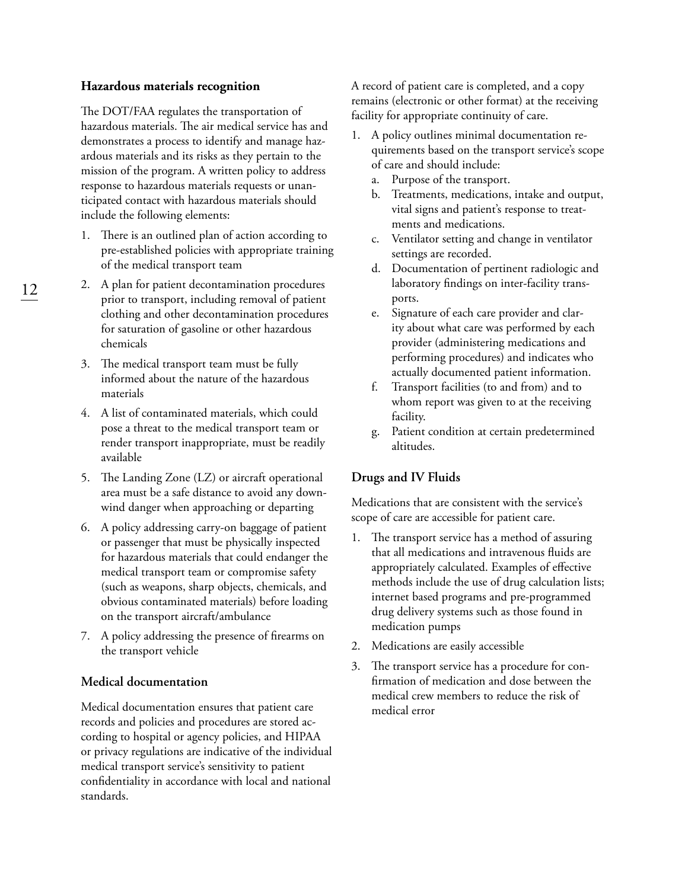### Hazardous materials recognition

The DOT/FAA regulates the transportation of hazardous materials. The air medical service has and demonstrates a process to identify and manage hazardous materials and its risks as they pertain to the mission of the program. A written policy to address response to hazardous materials requests or unanticipated contact with hazardous materials should include the following elements:

1. There is an outlined plan of action according to pre-established policies with appropriate training of the medical transport team
2. A plan for patient decontamination procedures prior to transport, including removal of patient clothing and other decontamination procedures for saturation of gasoline or other hazardous chemicals
3. The medical transport team must be fully informed about the nature of the hazardous materials
4. A list of contaminated materials, which could pose a threat to the medical transport team or render transport inappropriate, must be readily available
5. The Landing Zone (LZ) or aircraft operational area must be a safe distance to avoid any downwind danger when approaching or departing
6. A policy addressing carry-on baggage of patient or passenger that must be physically inspected for hazardous materials that could endanger the medical transport team or compromise safety (such as weapons, sharp objects, chemicals, and obvious contaminated materials) before loading on the transport aircraft/ambulance
7. A policy addressing the presence of firearms on the transport vehicle

### Medical documentation

Medical documentation ensures that patient care records and policies and procedures are stored according to hospital or agency policies, and HIPAA or privacy regulations are indicative of the individual medical transport service's sensitivity to patient confidentiality in accordance with local and national standards.

A record of patient care is completed, and a copy remains (electronic or other format) at the receiving facility for appropriate continuity of care.

1. A policy outlines minimal documentation requirements based on the transport service's scope of care and should include:
   a. Purpose of the transport.
   b. Treatments, medications, intake and output, vital signs and patient's response to treatments and medications.
   c. Ventilator setting and change in ventilator settings are recorded.
   d. Documentation of pertinent radiologic and laboratory findings on inter-facility transports.
   e. Signature of each care provider and clarity about what care was performed by each provider (administering medications and performing procedures) and indicates who actually documented patient information.
   f. Transport facilities (to and from) and to whom report was given to at the receiving facility.
   g. Patient condition at certain predetermined altitudes.

### Drugs and IV Fluids

Medications that are consistent with the service's scope of care are accessible for patient care.

1. The transport service has a method of assuring that all medications and intravenous fluids are appropriately calculated. Examples of effective methods include the use of drug calculation lists; internet based programs and pre-programmed drug delivery systems such as those found in medication pumps
2. Medications are easily accessible
3. The transport service has a procedure for confirmation of medication and dose between the medical crew members to reduce the risk of medical error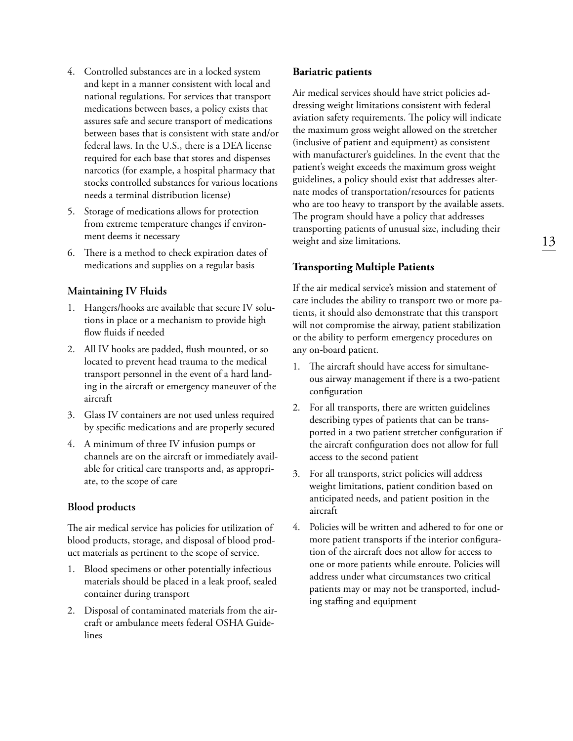4. Controlled substances are in a locked system and kept in a manner consistent with local and national regulations. For services that transport medications between bases, a policy exists that assures safe and secure transport of medications between bases that is consistent with state and/or federal laws. In the U.S., there is a DEA license required for each base that stores and dispenses narcotics (for example, a hospital pharmacy that stocks controlled substances for various locations needs a terminal distribution license)
5. Storage of medications allows for protection from extreme temperature changes if environment deems it necessary
6. There is a method to check expiration dates of medications and supplies on a regular basis

### Maintaining IV Fluids

1. Hangers/hooks are available that secure IV solutions in place or a mechanism to provide high flow fluids if needed
2. All IV hooks are padded, flush mounted, or so located to prevent head trauma to the medical transport personnel in the event of a hard landing in the aircraft or emergency maneuver of the aircraft
3. Glass IV containers are not used unless required by specific medications and are properly secured
4. A minimum of three IV infusion pumps or channels are on the aircraft or immediately available for critical care transports and, as appropriate, to the scope of care

### Blood products

The air medical service has policies for utilization of blood products, storage, and disposal of blood product materials as pertinent to the scope of service.

1. Blood specimens or other potentially infectious materials should be placed in a leak proof, sealed container during transport
2. Disposal of contaminated materials from the aircraft or ambulance meets federal OSHA Guidelines

### Bariatric patients

Air medical services should have strict policies addressing weight limitations consistent with federal aviation safety requirements. The policy will indicate the maximum gross weight allowed on the stretcher (inclusive of patient and equipment) as consistent with manufacturer's guidelines. In the event that the patient's weight exceeds the maximum gross weight guidelines, a policy should exist that addresses alternate modes of transportation/resources for patients who are too heavy to transport by the available assets. The program should have a policy that addresses transporting patients of unusual size, including their weight and size limitations.

### Transporting Multiple Patients

If the air medical service's mission and statement of care includes the ability to transport two or more patients, it should also demonstrate that this transport will not compromise the airway, patient stabilization or the ability to perform emergency procedures on any on-board patient.

1. The aircraft should have access for simultaneous airway management if there is a two-patient configuration
2. For all transports, there are written guidelines describing types of patients that can be transported in a two patient stretcher configuration if the aircraft configuration does not allow for full access to the second patient
3. For all transports, strict policies will address weight limitations, patient condition based on anticipated needs, and patient position in the aircraft
4. Policies will be written and adhered to for one or more patient transports if the interior configuration of the aircraft does not allow for access to one or more patients while enroute. Policies will address under what circumstances two critical patients may or may not be transported, including staffing and equipment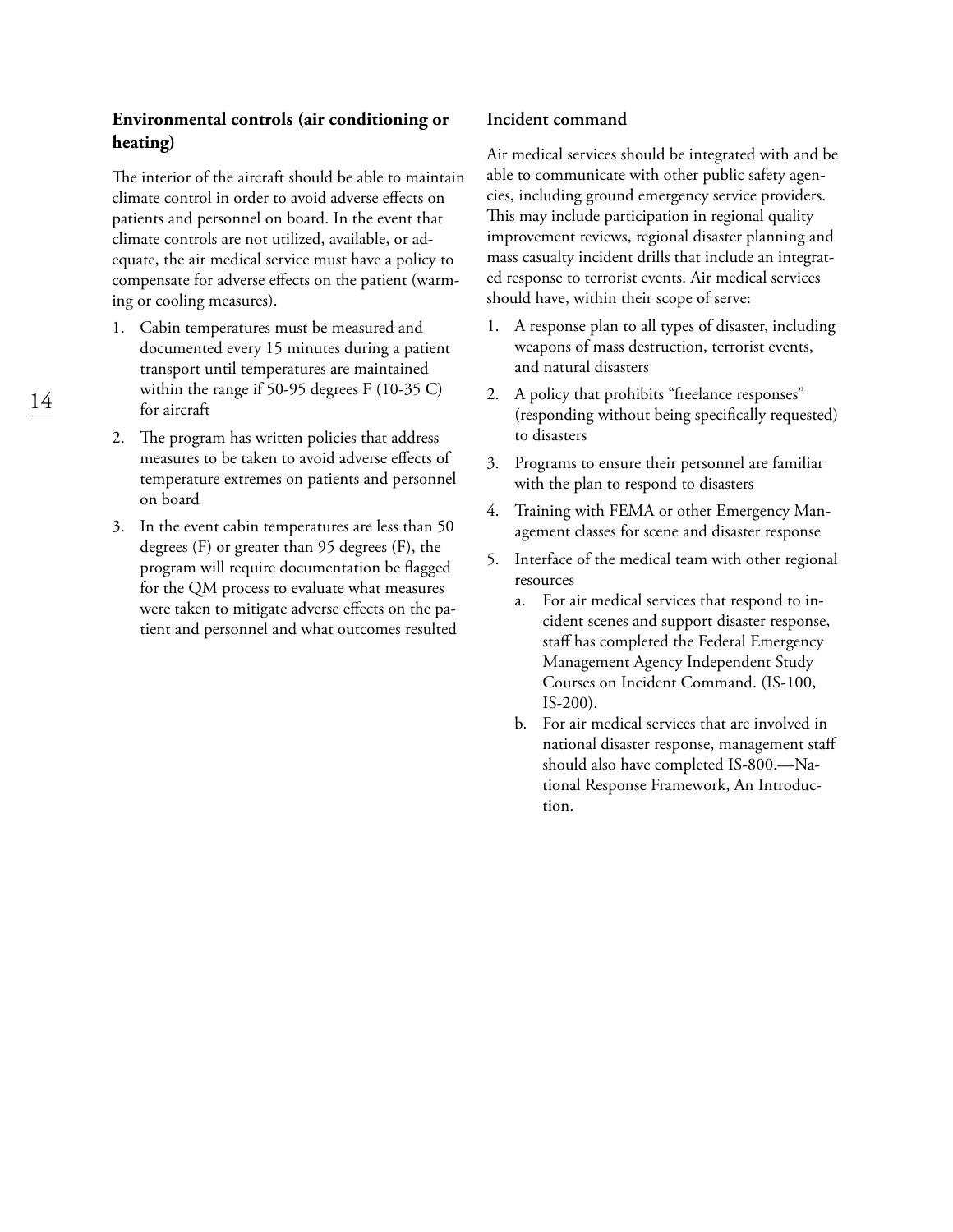### Environmental controls (air conditioning or heating)

The interior of the aircraft should be able to maintain climate control in order to avoid adverse effects on patients and personnel on board. In the event that climate controls are not utilized, available, or adequate, the air medical service must have a policy to compensate for adverse effects on the patient (warming or cooling measures).

1. Cabin temperatures must be measured and documented every 15 minutes during a patient transport until temperatures are maintained within the range if 50-95 degrees F (10-35 C) for aircraft
2. The program has written policies that address measures to be taken to avoid adverse effects of temperature extremes on patients and personnel on board
3. In the event cabin temperatures are less than 50 degrees (F) or greater than 95 degrees (F), the program will require documentation be flagged for the QM process to evaluate what measures were taken to mitigate adverse effects on the patient and personnel and what outcomes resulted

### Incident command

Air medical services should be integrated with and be able to communicate with other public safety agencies, including ground emergency service providers. This may include participation in regional quality improvement reviews, regional disaster planning and mass casualty incident drills that include an integrated response to terrorist events. Air medical services should have, within their scope of serve:

1. A response plan to all types of disaster, including weapons of mass destruction, terrorist events, and natural disasters
2. A policy that prohibits "freelance responses" (responding without being specifically requested) to disasters
3. Programs to ensure their personnel are familiar with the plan to respond to disasters
4. Training with FEMA or other Emergency Management classes for scene and disaster response
5. Interface of the medical team with other regional resources
   a. For air medical services that respond to incident scenes and support disaster response, staff has completed the Federal Emergency Management Agency Independent Study Courses on Incident Command. (IS-100, IS-200).
   b. For air medical services that are involved in national disaster response, management staff should also have completed IS-800.—National Response Framework, An Introduction.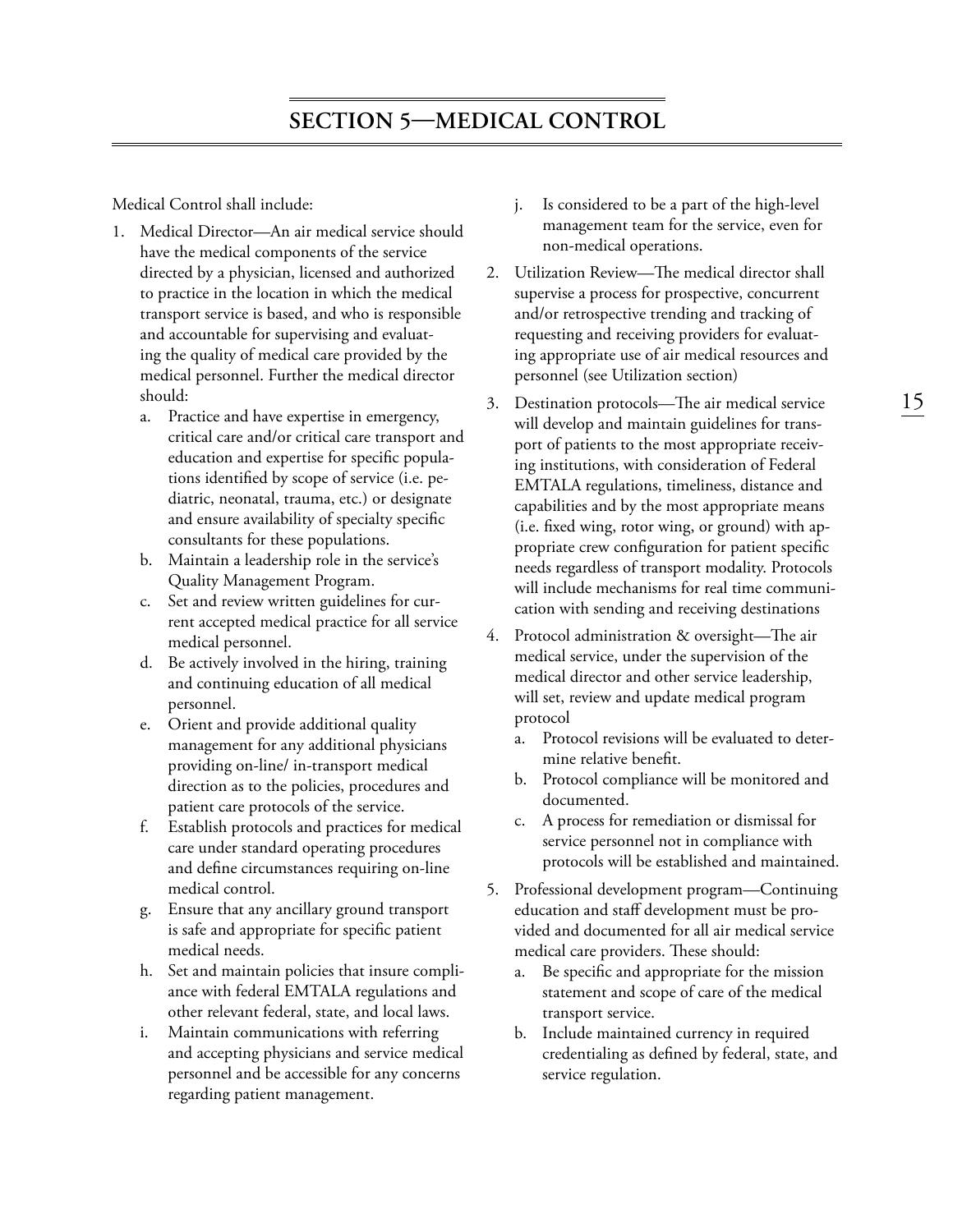# SECTION 5—MEDICAL CONTROL

Medical Control shall include:

1. Medical Director—An air medical service should have the medical components of the service directed by a physician, licensed and authorized to practice in the location in which the medical transport service is based, and who is responsible and accountable for supervising and evaluating the quality of medical care provided by the medical personnel. Further the medical director should:
   a. Practice and have expertise in emergency, critical care and/or critical care transport and education and expertise for specific populations identified by scope of service (i.e. pediatric, neonatal, trauma, etc.) or designate and ensure availability of specialty specific consultants for these populations.
   b. Maintain a leadership role in the service's Quality Management Program.
   c. Set and review written guidelines for current accepted medical practice for all service medical personnel.
   d. Be actively involved in the hiring, training and continuing education of all medical personnel.
   e. Orient and provide additional quality management for any additional physicians providing on-line/ in-transport medical direction as to the policies, procedures and patient care protocols of the service.
   f. Establish protocols and practices for medical care under standard operating procedures and define circumstances requiring on-line medical control.
   g. Ensure that any ancillary ground transport is safe and appropriate for specific patient medical needs.
   h. Set and maintain policies that insure compliance with federal EMTALA regulations and other relevant federal, state, and local laws.
   i. Maintain communications with referring and accepting physicians and service medical personnel and be accessible for any concerns regarding patient management.
   j. Is considered to be a part of the high-level management team for the service, even for non-medical operations.
2. Utilization Review—The medical director shall supervise a process for prospective, concurrent and/or retrospective trending and tracking of requesting and receiving providers for evaluating appropriate use of air medical resources and personnel (see Utilization section)
3. Destination protocols—The air medical service will develop and maintain guidelines for transport of patients to the most appropriate receiving institutions, with consideration of Federal EMTALA regulations, timeliness, distance and capabilities and by the most appropriate means (i.e. fixed wing, rotor wing, or ground) with appropriate crew configuration for patient specific needs regardless of transport modality. Protocols will include mechanisms for real time communication with sending and receiving destinations
4. Protocol administration & oversight—The air medical service, under the supervision of the medical director and other service leadership, will set, review and update medical program protocol
   a. Protocol revisions will be evaluated to determine relative benefit.
   b. Protocol compliance will be monitored and documented.
   c. A process for remediation or dismissal for service personnel not in compliance with protocols will be established and maintained.
5. Professional development program—Continuing education and staff development must be provided and documented for all air medical service medical care providers. These should:
   a. Be specific and appropriate for the mission statement and scope of care of the medical transport service.
   b. Include maintained currency in required credentialing as defined by federal, state, and service regulation.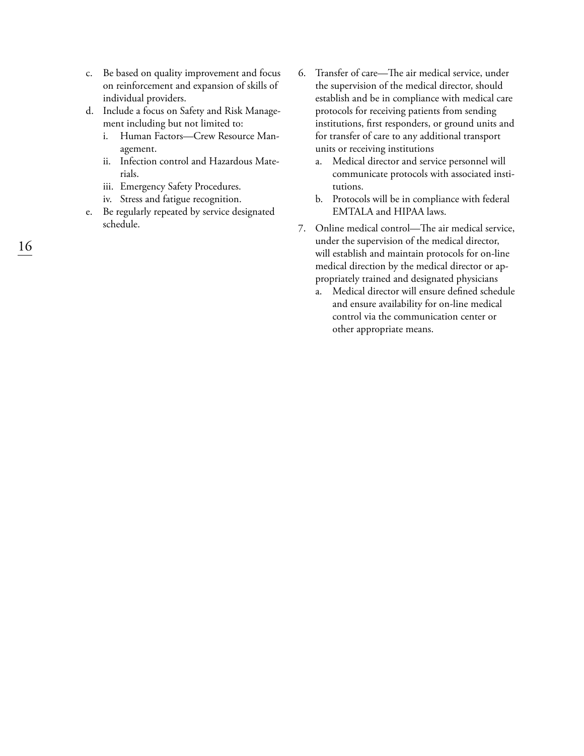c. Be based on quality improvement and focus on reinforcement and expansion of skills of individual providers.
d. Include a focus on Safety and Risk Management including but not limited to:
    i. Human Factors—Crew Resource Management.
    ii. Infection control and Hazardous Materials.
    iii. Emergency Safety Procedures.
    iv. Stress and fatigue recognition.
e. Be regularly repeated by service designated schedule.

6. Transfer of care—The air medical service, under the supervision of the medical director, should establish and be in compliance with medical care protocols for receiving patients from sending institutions, first responders, or ground units and for transfer of care to any additional transport units or receiving institutions
    a. Medical director and service personnel will communicate protocols with associated institutions.
    b. Protocols will be in compliance with federal EMTALA and HIPAA laws.
7. Online medical control—The air medical service, under the supervision of the medical director, will establish and maintain protocols for on-line medical direction by the medical director or appropriately trained and designated physicians
    a. Medical director will ensure defined schedule and ensure availability for on-line medical control via the communication center or other appropriate means.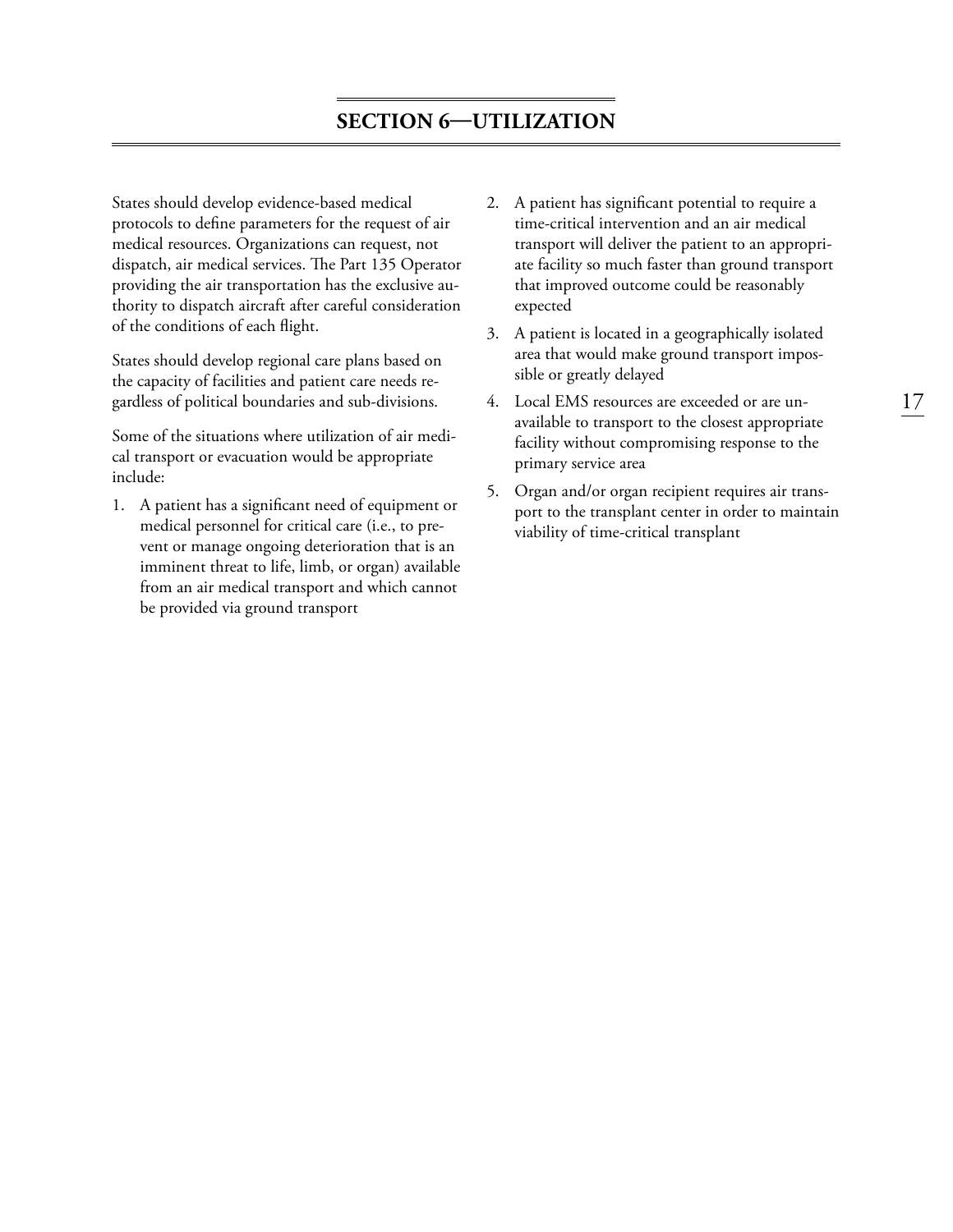# SECTION 6—UTILIZATION

States should develop evidence-based medical protocols to define parameters for the request of air medical resources. Organizations can request, not dispatch, air medical services. The Part 135 Operator providing the air transportation has the exclusive authority to dispatch aircraft after careful consideration of the conditions of each flight.

States should develop regional care plans based on the capacity of facilities and patient care needs regardless of political boundaries and sub-divisions.

Some of the situations where utilization of air medical transport or evacuation would be appropriate include:

1. A patient has a significant need of equipment or medical personnel for critical care (i.e., to prevent or manage ongoing deterioration that is an imminent threat to life, limb, or organ) available from an air medical transport and which cannot be provided via ground transport
2. A patient has significant potential to require a time-critical intervention and an air medical transport will deliver the patient to an appropriate facility so much faster than ground transport that improved outcome could be reasonably expected
3. A patient is located in a geographically isolated area that would make ground transport impossible or greatly delayed
4. Local EMS resources are exceeded or are unavailable to transport to the closest appropriate facility without compromising response to the primary service area
5. Organ and/or organ recipient requires air transport to the transplant center in order to maintain viability of time-critical transplant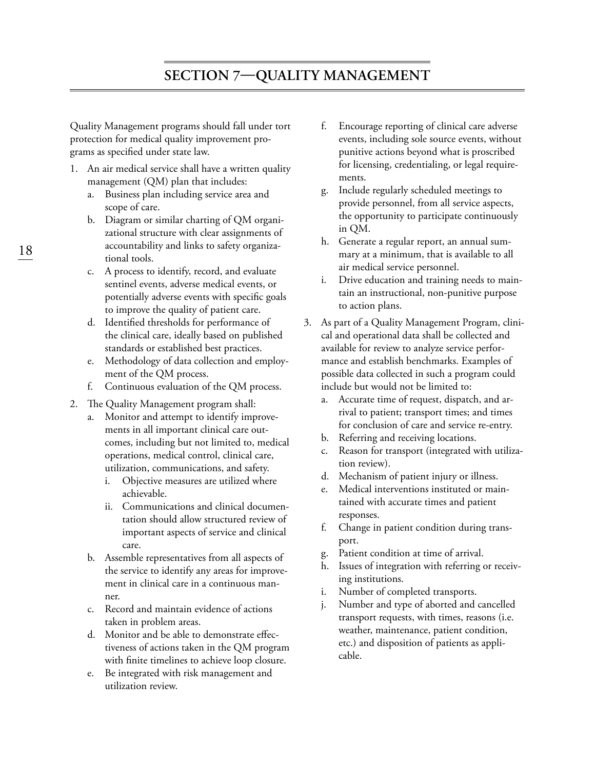# SECTION 7—QUALITY MANAGEMENT

Quality Management programs should fall under tort protection for medical quality improvement programs as specified under state law.

1. An air medical service shall have a written quality management (QM) plan that includes:
   a. Business plan including service area and scope of care.
   b. Diagram or similar charting of QM organizational structure with clear assignments of accountability and links to safety organizational tools.
   c. A process to identify, record, and evaluate sentinel events, adverse medical events, or potentially adverse events with specific goals to improve the quality of patient care.
   d. Identified thresholds for performance of the clinical care, ideally based on published standards or established best practices.
   e. Methodology of data collection and employment of the QM process.
   f. Continuous evaluation of the QM process.
2. The Quality Management program shall:
   a. Monitor and attempt to identify improvements in all important clinical care outcomes, including but not limited to, medical operations, medical control, clinical care, utilization, communications, and safety.
      i. Objective measures are utilized where achievable.
      ii. Communications and clinical documentation should allow structured review of important aspects of service and clinical care.
   b. Assemble representatives from all aspects of the service to identify any areas for improvement in clinical care in a continuous manner.
   c. Record and maintain evidence of actions taken in problem areas.
   d. Monitor and be able to demonstrate effectiveness of actions taken in the QM program with finite timelines to achieve loop closure.
   e. Be integrated with risk management and utilization review.
   f. Encourage reporting of clinical care adverse events, including sole source events, without punitive actions beyond what is proscribed for licensing, credentialing, or legal requirements.
   g. Include regularly scheduled meetings to provide personnel, from all service aspects, the opportunity to participate continuously in QM.
   h. Generate a regular report, an annual summary at a minimum, that is available to all air medical service personnel.
   i. Drive education and training needs to maintain an instructional, non-punitive purpose to action plans.
3. As part of a Quality Management Program, clinical and operational data shall be collected and available for review to analyze service performance and establish benchmarks. Examples of possible data collected in such a program could include but would not be limited to:
   a. Accurate time of request, dispatch, and arrival to patient; transport times; and times for conclusion of care and service re-entry.
   b. Referring and receiving locations.
   c. Reason for transport (integrated with utilization review).
   d. Mechanism of patient injury or illness.
   e. Medical interventions instituted or maintained with accurate times and patient responses.
   f. Change in patient condition during transport.
   g. Patient condition at time of arrival.
   h. Issues of integration with referring or receiving institutions.
   i. Number of completed transports.
   j. Number and type of aborted and cancelled transport requests, with times, reasons (i.e. weather, maintenance, patient condition, etc.) and disposition of patients as applicable.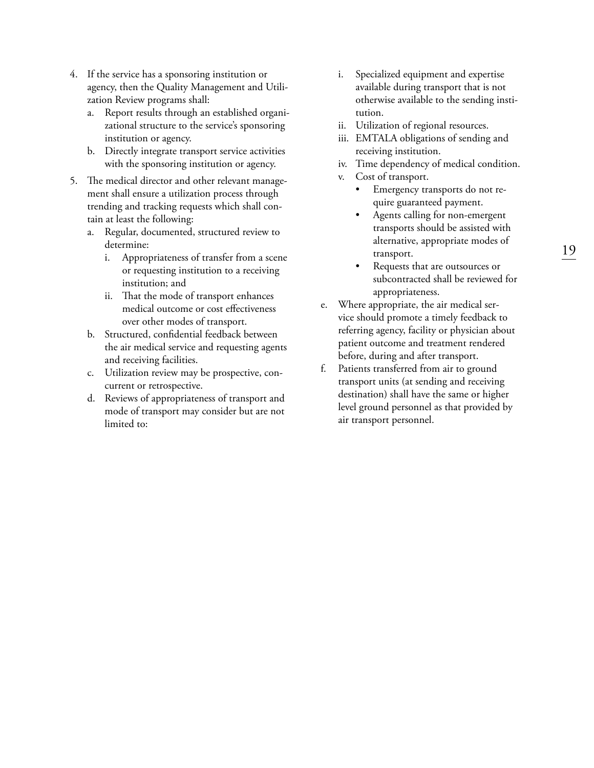4. If the service has a sponsoring institution or agency, then the Quality Management and Utilization Review programs shall:
   a. Report results through an established organizational structure to the service's sponsoring institution or agency.
   b. Directly integrate transport service activities with the sponsoring institution or agency.
5. The medical director and other relevant management shall ensure a utilization process through trending and tracking requests which shall contain at least the following:
   a. Regular, documented, structured review to determine:
      i. Appropriateness of transfer from a scene or requesting institution to a receiving institution; and
      ii. That the mode of transport enhances medical outcome or cost effectiveness over other modes of transport.
   b. Structured, confidential feedback between the air medical service and requesting agents and receiving facilities.
   c. Utilization review may be prospective, concurrent or retrospective.
   d. Reviews of appropriateness of transport and mode of transport may consider but are not limited to:
      i. Specialized equipment and expertise available during transport that is not otherwise available to the sending institution.
      ii. Utilization of regional resources.
      iii. EMTALA obligations of sending and receiving institution.
      iv. Time dependency of medical condition.
      v. Cost of transport.
         - Emergency transports do not require guaranteed payment.
         - Agents calling for non-emergent transports should be assisted with alternative, appropriate modes of transport.
         - Requests that are outsources or subcontracted shall be reviewed for appropriateness.
   e. Where appropriate, the air medical service should promote a timely feedback to referring agency, facility or physician about patient outcome and treatment rendered before, during and after transport.
   f. Patients transferred from air to ground transport units (at sending and receiving destination) shall have the same or higher level ground personnel as that provided by air transport personnel.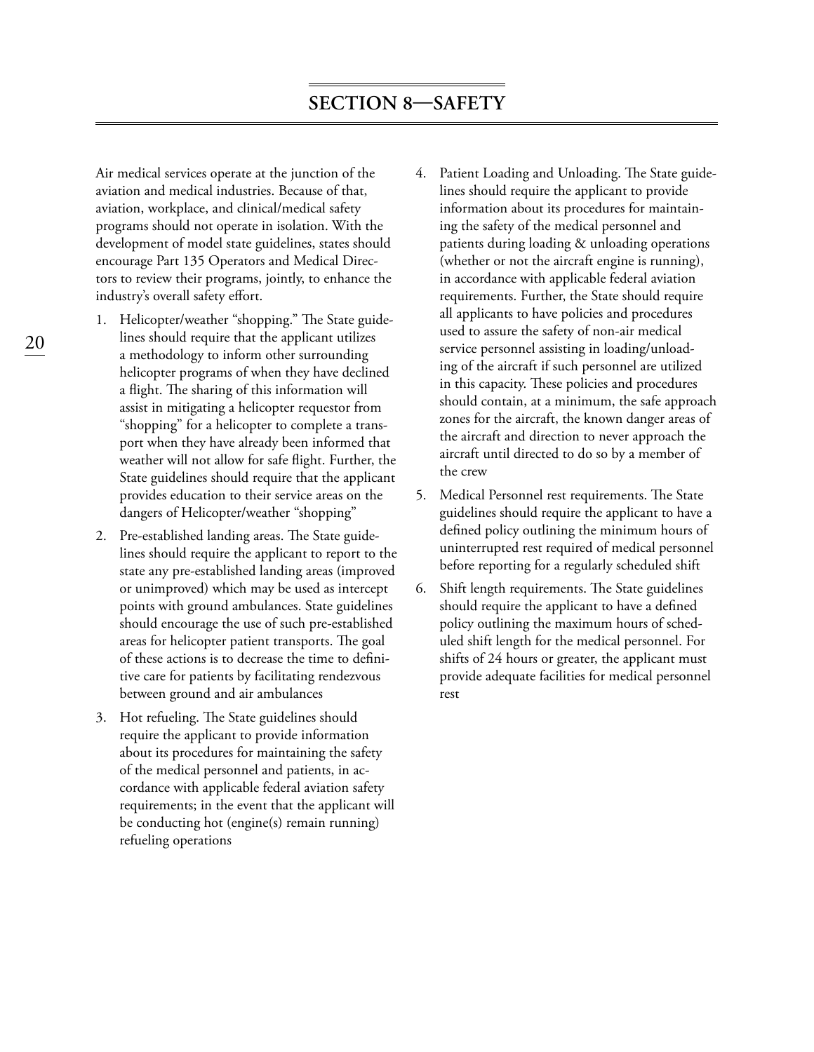# SECTION 8—SAFETY

Air medical services operate at the junction of the aviation and medical industries. Because of that, aviation, workplace, and clinical/medical safety programs should not operate in isolation. With the development of model state guidelines, states should encourage Part 135 Operators and Medical Directors to review their programs, jointly, to enhance the industry's overall safety effort.

1. Helicopter/weather "shopping." The State guidelines should require that the applicant utilizes a methodology to inform other surrounding helicopter programs of when they have declined a flight. The sharing of this information will assist in mitigating a helicopter requestor from "shopping" for a helicopter to complete a transport when they have already been informed that weather will not allow for safe flight. Further, the State guidelines should require that the applicant provides education to their service areas on the dangers of Helicopter/weather "shopping"
2. Pre-established landing areas. The State guidelines should require the applicant to report to the state any pre-established landing areas (improved or unimproved) which may be used as intercept points with ground ambulances. State guidelines should encourage the use of such pre-established areas for helicopter patient transports. The goal of these actions is to decrease the time to definitive care for patients by facilitating rendezvous between ground and air ambulances
3. Hot refueling. The State guidelines should require the applicant to provide information about its procedures for maintaining the safety of the medical personnel and patients, in accordance with applicable federal aviation safety requirements; in the event that the applicant will be conducting hot (engine(s) remain running) refueling operations
4. Patient Loading and Unloading. The State guidelines should require the applicant to provide information about its procedures for maintaining the safety of the medical personnel and patients during loading & unloading operations (whether or not the aircraft engine is running), in accordance with applicable federal aviation requirements. Further, the State should require all applicants to have policies and procedures used to assure the safety of non-air medical service personnel assisting in loading/unloading of the aircraft if such personnel are utilized in this capacity. These policies and procedures should contain, at a minimum, the safe approach zones for the aircraft, the known danger areas of the aircraft and direction to never approach the aircraft until directed to do so by a member of the crew
5. Medical Personnel rest requirements. The State guidelines should require the applicant to have a defined policy outlining the minimum hours of uninterrupted rest required of medical personnel before reporting for a regularly scheduled shift
6. Shift length requirements. The State guidelines should require the applicant to have a defined policy outlining the maximum hours of scheduled shift length for the medical personnel. For shifts of 24 hours or greater, the applicant must provide adequate facilities for medical personnel rest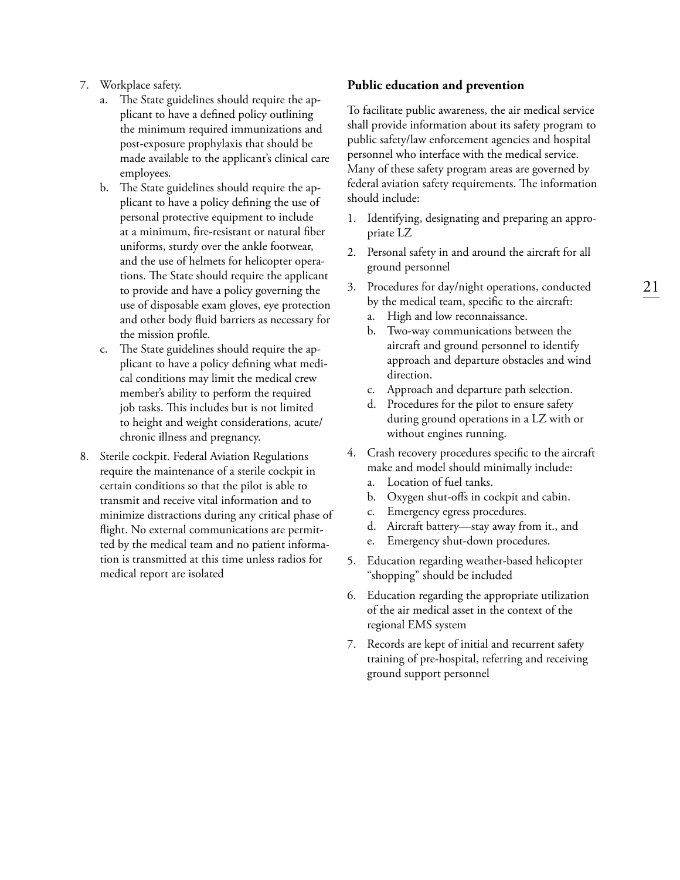7. Workplace safety.
   a. The State guidelines should require the applicant to have a defined policy outlining the minimum required immunizations and post-exposure prophylaxis that should be made available to the applicant's clinical care employees.
   b. The State guidelines should require the applicant to have a policy defining the use of personal protective equipment to include at a minimum, fire-resistant or natural fiber uniforms, sturdy over the ankle footwear, and the use of helmets for helicopter operations. The State should require the applicant to provide and have a policy governing the use of disposable exam gloves, eye protection and other body fluid barriers as necessary for the mission profile.
   c. The State guidelines should require the applicant to have a policy defining what medical conditions may limit the medical crew member's ability to perform the required job tasks. This includes but is not limited to height and weight considerations, acute/chronic illness and pregnancy.
8. Sterile cockpit. Federal Aviation Regulations require the maintenance of a sterile cockpit in certain conditions so that the pilot is able to transmit and receive vital information and to minimize distractions during any critical phase of flight. No external communications are permitted by the medical team and no patient information is transmitted at this time unless radios for medical report are isolated

**Public education and prevention**

To facilitate public awareness, the air medical service shall provide information about its safety program to public safety/law enforcement agencies and hospital personnel who interface with the medical service. Many of these safety program areas are governed by federal aviation safety requirements. The information should include:

1. Identifying, designating and preparing an appropriate LZ
2. Personal safety in and around the aircraft for all ground personnel
3. Procedures for day/night operations, conducted by the medical team, specific to the aircraft:
   a. High and low reconnaissance.
   b. Two-way communications between the aircraft and ground personnel to identify approach and departure obstacles and wind direction.
   c. Approach and departure path selection.
   d. Procedures for the pilot to ensure safety during ground operations in a LZ with or without engines running.
4. Crash recovery procedures specific to the aircraft make and model should minimally include:
   a. Location of fuel tanks.
   b. Oxygen shut-offs in cockpit and cabin.
   c. Emergency egress procedures.
   d. Aircraft battery—stay away from it., and
   e. Emergency shut-down procedures.
5. Education regarding weather-based helicopter "shopping" should be included
6. Education regarding the appropriate utilization of the air medical asset in the context of the regional EMS system
7. Records are kept of initial and recurrent safety training of pre-hospital, referring and receiving ground support personnel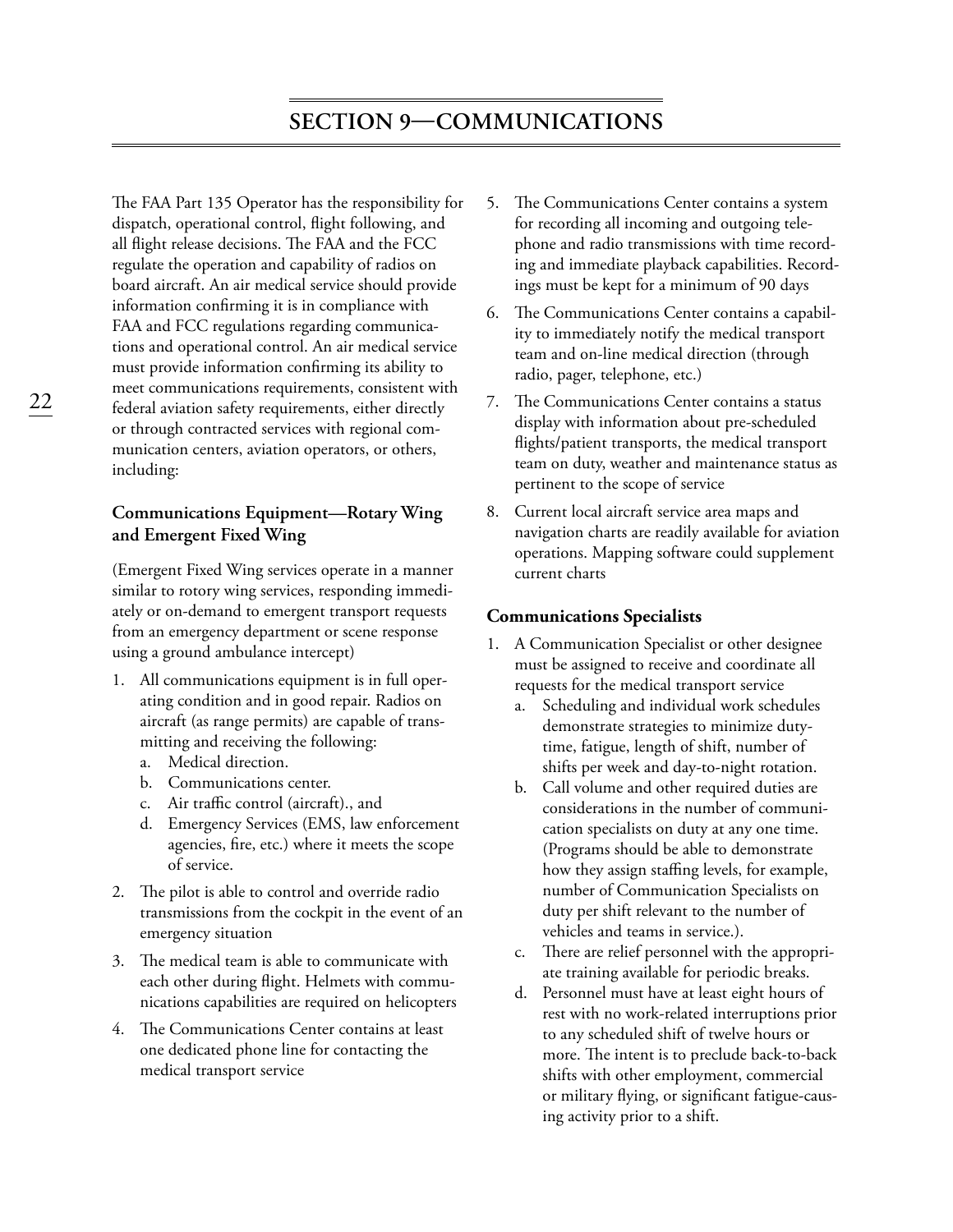# SECTION 9—COMMUNICATIONS

The FAA Part 135 Operator has the responsibility for dispatch, operational control, flight following, and all flight release decisions. The FAA and the FCC regulate the operation and capability of radios on board aircraft. An air medical service should provide information confirming it is in compliance with FAA and FCC regulations regarding communications and operational control. An air medical service must provide information confirming its ability to meet communications requirements, consistent with federal aviation safety requirements, either directly or through contracted services with regional communication centers, aviation operators, or others, including:

### Communications Equipment—Rotary Wing and Emergent Fixed Wing

(Emergent Fixed Wing services operate in a manner similar to rotory wing services, responding immediately or on-demand to emergent transport requests from an emergency department or scene response using a ground ambulance intercept)

1. All communications equipment is in full operating condition and in good repair. Radios on aircraft (as range permits) are capable of transmitting and receiving the following:
   a. Medical direction.
   b. Communications center.
   c. Air traffic control (aircraft)., and
   d. Emergency Services (EMS, law enforcement agencies, fire, etc.) where it meets the scope of service.
2. The pilot is able to control and override radio transmissions from the cockpit in the event of an emergency situation
3. The medical team is able to communicate with each other during flight. Helmets with communications capabilities are required on helicopters
4. The Communications Center contains at least one dedicated phone line for contacting the medical transport service
5. The Communications Center contains a system for recording all incoming and outgoing telephone and radio transmissions with time recording and immediate playback capabilities. Recordings must be kept for a minimum of 90 days
6. The Communications Center contains a capability to immediately notify the medical transport team and on-line medical direction (through radio, pager, telephone, etc.)
7. The Communications Center contains a status display with information about pre-scheduled flights/patient transports, the medical transport team on duty, weather and maintenance status as pertinent to the scope of service
8. Current local aircraft service area maps and navigation charts are readily available for aviation operations. Mapping software could supplement current charts

### Communications Specialists

1. A Communication Specialist or other designee must be assigned to receive and coordinate all requests for the medical transport service
   a. Scheduling and individual work schedules demonstrate strategies to minimize duty-time, fatigue, length of shift, number of shifts per week and day-to-night rotation.
   b. Call volume and other required duties are considerations in the number of communication specialists on duty at any one time. (Programs should be able to demonstrate how they assign staffing levels, for example, number of Communication Specialists on duty per shift relevant to the number of vehicles and teams in service.).
   c. There are relief personnel with the appropriate training available for periodic breaks.
   d. Personnel must have at least eight hours of rest with no work-related interruptions prior to any scheduled shift of twelve hours or more. The intent is to preclude back-to-back shifts with other employment, commercial or military flying, or significant fatigue-causing activity prior to a shift.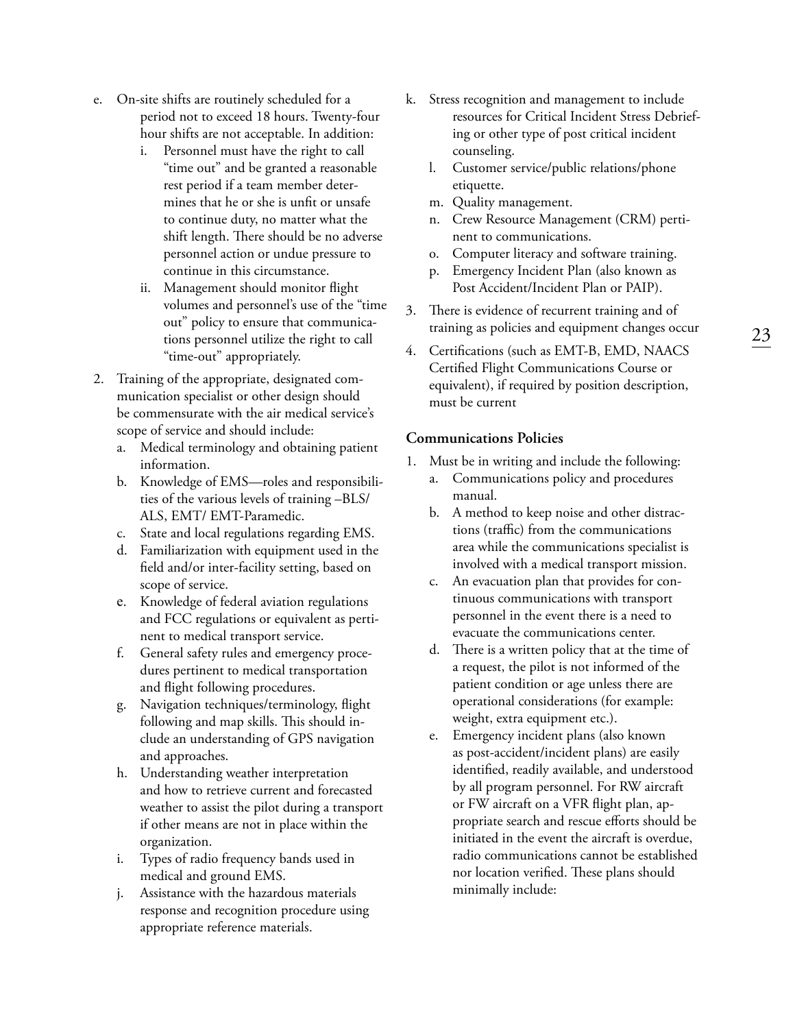e. On-site shifts are routinely scheduled for a period not to exceed 18 hours. Twenty-four hour shifts are not acceptable. In addition:
    i. Personnel must have the right to call "time out" and be granted a reasonable rest period if a team member determines that he or she is unfit or unsafe to continue duty, no matter what the shift length. There should be no adverse personnel action or undue pressure to continue in this circumstance.
    ii. Management should monitor flight volumes and personnel's use of the "time out" policy to ensure that communications personnel utilize the right to call "time-out" appropriately.

2. Training of the appropriate, designated communication specialist or other design should be commensurate with the air medical service's scope of service and should include:
    a. Medical terminology and obtaining patient information.
    b. Knowledge of EMS—roles and responsibilities of the various levels of training –BLS/ALS, EMT/ EMT-Paramedic.
    c. State and local regulations regarding EMS.
    d. Familiarization with equipment used in the field and/or inter-facility setting, based on scope of service.
    e. Knowledge of federal aviation regulations and FCC regulations or equivalent as pertinent to medical transport service.
    f. General safety rules and emergency procedures pertinent to medical transportation and flight following procedures.
    g. Navigation techniques/terminology, flight following and map skills. This should include an understanding of GPS navigation and approaches.
    h. Understanding weather interpretation and how to retrieve current and forecasted weather to assist the pilot during a transport if other means are not in place within the organization.
    i. Types of radio frequency bands used in medical and ground EMS.
    j. Assistance with the hazardous materials response and recognition procedure using appropriate reference materials.
    k. Stress recognition and management to include resources for Critical Incident Stress Debriefing or other type of post critical incident counseling.
    l. Customer service/public relations/phone etiquette.
    m. Quality management.
    n. Crew Resource Management (CRM) pertinent to communications.
    o. Computer literacy and software training.
    p. Emergency Incident Plan (also known as Post Accident/Incident Plan or PAIP).

3. There is evidence of recurrent training and of training as policies and equipment changes occur

4. Certifications (such as EMT-B, EMD, NAACS Certified Flight Communications Course or equivalent), if required by position description, must be current

**Communications Policies**

1. Must be in writing and include the following:
    a. Communications policy and procedures manual.
    b. A method to keep noise and other distractions (traffic) from the communications area while the communications specialist is involved with a medical transport mission.
    c. An evacuation plan that provides for continuous communications with transport personnel in the event there is a need to evacuate the communications center.
    d. There is a written policy that at the time of a request, the pilot is not informed of the patient condition or age unless there are operational considerations (for example: weight, extra equipment etc.).
    e. Emergency incident plans (also known as post-accident/incident plans) are easily identified, readily available, and understood by all program personnel. For RW aircraft or FW aircraft on a VFR flight plan, appropriate search and rescue efforts should be initiated in the event the aircraft is overdue, radio communications cannot be established nor location verified. These plans should minimally include: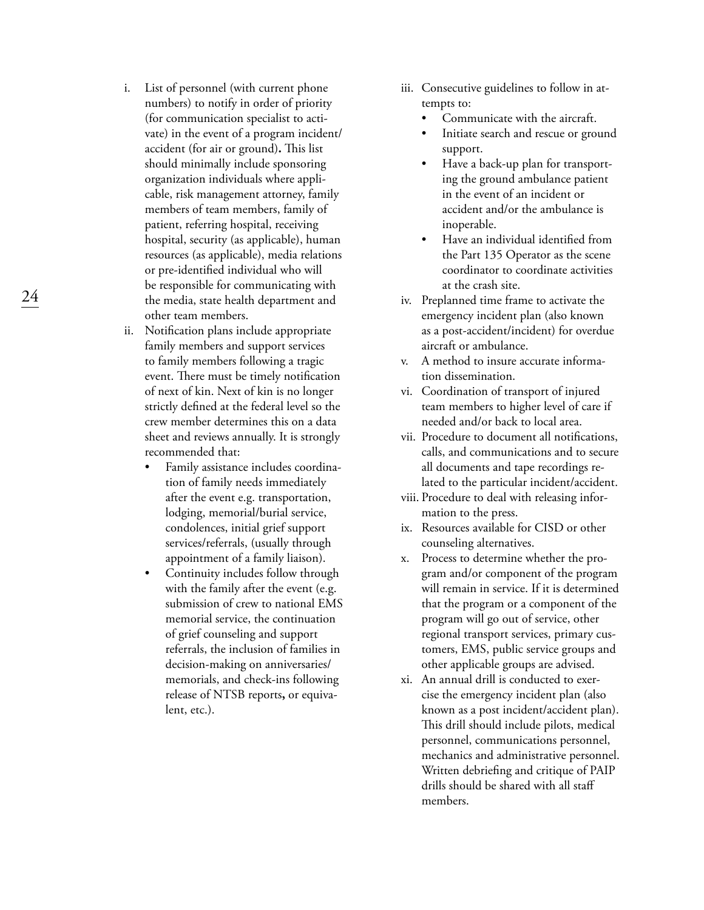i. List of personnel (with current phone numbers) to notify in order of priority (for communication specialist to activate) in the event of a program incident/accident (for air or ground)**.** This list should minimally include sponsoring organization individuals where applicable, risk management attorney, family members of team members, family of patient, referring hospital, receiving hospital, security (as applicable), human resources (as applicable), media relations or pre-identified individual who will be responsible for communicating with the media, state health department and other team members.

ii. Notification plans include appropriate family members and support services to family members following a tragic event. There must be timely notification of next of kin. Next of kin is no longer strictly defined at the federal level so the crew member determines this on a data sheet and reviews annually. It is strongly recommended that:
   - Family assistance includes coordination of family needs immediately after the event e.g. transportation, lodging, memorial/burial service, condolences, initial grief support services/referrals, (usually through appointment of a family liaison).
   - Continuity includes follow through with the family after the event (e.g. submission of crew to national EMS memorial service, the continuation of grief counseling and support referrals, the inclusion of families in decision-making on anniversaries/memorials, and check-ins following release of NTSB reports**,** or equivalent, etc.).

iii. Consecutive guidelines to follow in attempts to:
   - Communicate with the aircraft.
   - Initiate search and rescue or ground support.
   - Have a back-up plan for transporting the ground ambulance patient in the event of an incident or accident and/or the ambulance is inoperable.
   - Have an individual identified from the Part 135 Operator as the scene coordinator to coordinate activities at the crash site.

iv. Preplanned time frame to activate the emergency incident plan (also known as a post-accident/incident) for overdue aircraft or ambulance.

v. A method to insure accurate information dissemination.

vi. Coordination of transport of injured team members to higher level of care if needed and/or back to local area.

vii. Procedure to document all notifications, calls, and communications and to secure all documents and tape recordings related to the particular incident/accident.

viii. Procedure to deal with releasing information to the press.

ix. Resources available for CISD or other counseling alternatives.

x. Process to determine whether the program and/or component of the program will remain in service. If it is determined that the program or a component of the program will go out of service, other regional transport services, primary customers, EMS, public service groups and other applicable groups are advised.

xi. An annual drill is conducted to exercise the emergency incident plan (also known as a post incident/accident plan). This drill should include pilots, medical personnel, communications personnel, mechanics and administrative personnel. Written debriefing and critique of PAIP drills should be shared with all staff members.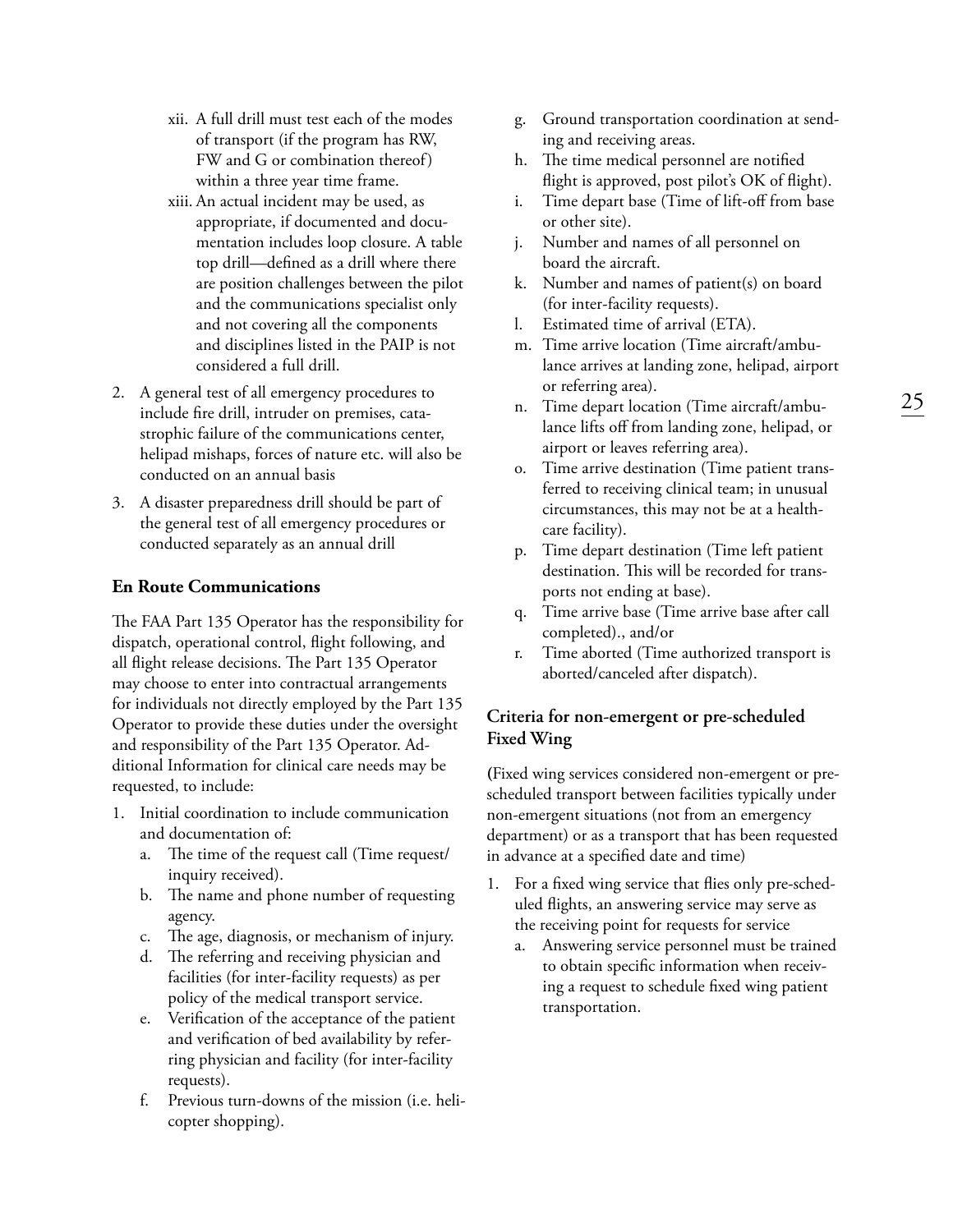xii. A full drill must test each of the modes of transport (if the program has RW, FW and G or combination thereof) within a three year time frame.

xiii. An actual incident may be used, as appropriate, if documented and documentation includes loop closure. A table top drill—defined as a drill where there are position challenges between the pilot and the communications specialist only and not covering all the components and disciplines listed in the PAIP is not considered a full drill.

2. A general test of all emergency procedures to include fire drill, intruder on premises, catastrophic failure of the communications center, helipad mishaps, forces of nature etc. will also be conducted on an annual basis
3. A disaster preparedness drill should be part of the general test of all emergency procedures or conducted separately as an annual drill

### En Route Communications

The FAA Part 135 Operator has the responsibility for dispatch, operational control, flight following, and all flight release decisions. The Part 135 Operator may choose to enter into contractual arrangements for individuals not directly employed by the Part 135 Operator to provide these duties under the oversight and responsibility of the Part 135 Operator. Additional Information for clinical care needs may be requested, to include:

1. Initial coordination to include communication and documentation of:
   a. The time of the request call (Time request/inquiry received).
   b. The name and phone number of requesting agency.
   c. The age, diagnosis, or mechanism of injury.
   d. The referring and receiving physician and facilities (for inter-facility requests) as per policy of the medical transport service.
   e. Verification of the acceptance of the patient and verification of bed availability by referring physician and facility (for inter-facility requests).
   f. Previous turn-downs of the mission (i.e. helicopter shopping).
   g. Ground transportation coordination at sending and receiving areas.
   h. The time medical personnel are notified flight is approved, post pilot's OK of flight).
   i. Time depart base (Time of lift-off from base or other site).
   j. Number and names of all personnel on board the aircraft.
   k. Number and names of patient(s) on board (for inter-facility requests).
   l. Estimated time of arrival (ETA).
   m. Time arrive location (Time aircraft/ambulance arrives at landing zone, helipad, airport or referring area).
   n. Time depart location (Time aircraft/ambulance lifts off from landing zone, helipad, or airport or leaves referring area).
   o. Time arrive destination (Time patient transferred to receiving clinical team; in unusual circumstances, this may not be at a healthcare facility).
   p. Time depart destination (Time left patient destination. This will be recorded for transports not ending at base).
   q. Time arrive base (Time arrive base after call completed)., and/or
   r. Time aborted (Time authorized transport is aborted/canceled after dispatch).

### Criteria for non-emergent or pre-scheduled Fixed Wing

(Fixed wing services considered non-emergent or prescheduled transport between facilities typically under non-emergent situations (not from an emergency department) or as a transport that has been requested in advance at a specified date and time)

1. For a fixed wing service that flies only pre-scheduled flights, an answering service may serve as the receiving point for requests for service
   a. Answering service personnel must be trained to obtain specific information when receiving a request to schedule fixed wing patient transportation.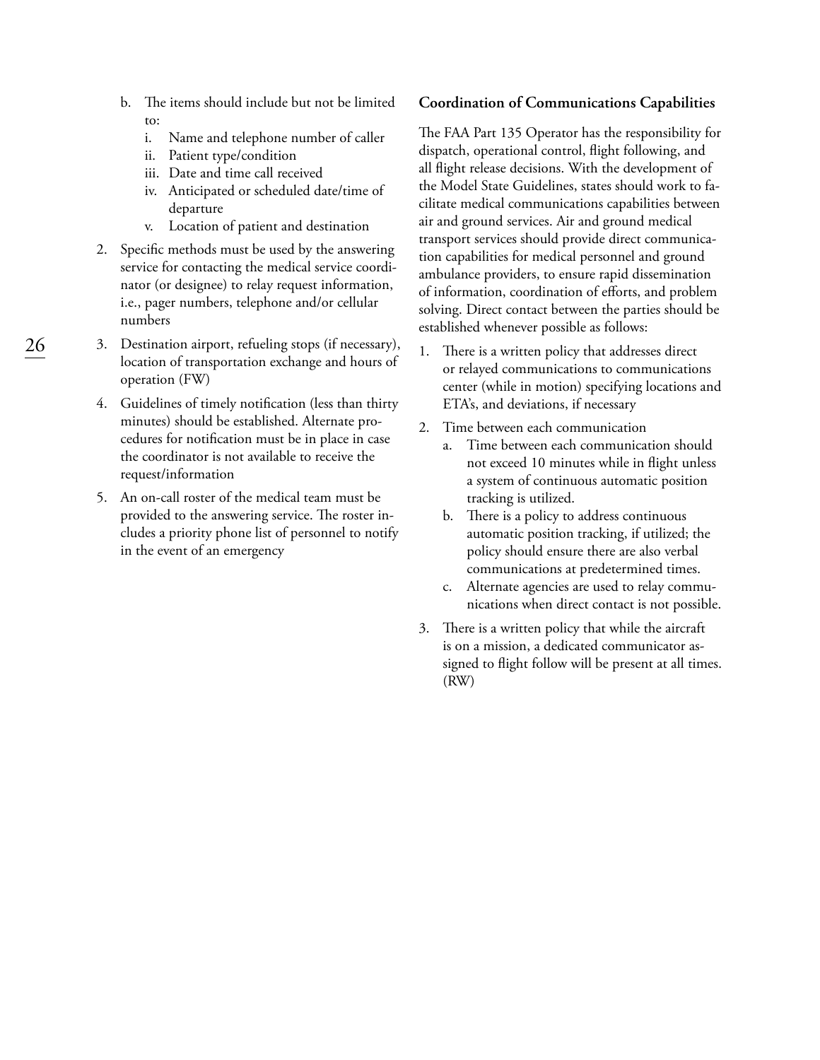b. The items should include but not be limited to:
   i. Name and telephone number of caller
   ii. Patient type/condition
   iii. Date and time call received
   iv. Anticipated or scheduled date/time of departure
   v. Location of patient and destination

2. Specific methods must be used by the answering service for contacting the medical service coordinator (or designee) to relay request information, i.e., pager numbers, telephone and/or cellular numbers

3. Destination airport, refueling stops (if necessary), location of transportation exchange and hours of operation (FW)

4. Guidelines of timely notification (less than thirty minutes) should be established. Alternate procedures for notification must be in place in case the coordinator is not available to receive the request/information

5. An on-call roster of the medical team must be provided to the answering service. The roster includes a priority phone list of personnel to notify in the event of an emergency

**Coordination of Communications Capabilities**

The FAA Part 135 Operator has the responsibility for dispatch, operational control, flight following, and all flight release decisions. With the development of the Model State Guidelines, states should work to facilitate medical communications capabilities between air and ground services. Air and ground medical transport services should provide direct communication capabilities for medical personnel and ground ambulance providers, to ensure rapid dissemination of information, coordination of efforts, and problem solving. Direct contact between the parties should be established whenever possible as follows:

1. There is a written policy that addresses direct or relayed communications to communications center (while in motion) specifying locations and ETA's, and deviations, if necessary

2. Time between each communication
   a. Time between each communication should not exceed 10 minutes while in flight unless a system of continuous automatic position tracking is utilized.
   b. There is a policy to address continuous automatic position tracking, if utilized; the policy should ensure there are also verbal communications at predetermined times.
   c. Alternate agencies are used to relay communications when direct contact is not possible.

3. There is a written policy that while the aircraft is on a mission, a dedicated communicator assigned to flight follow will be present at all times. (RW)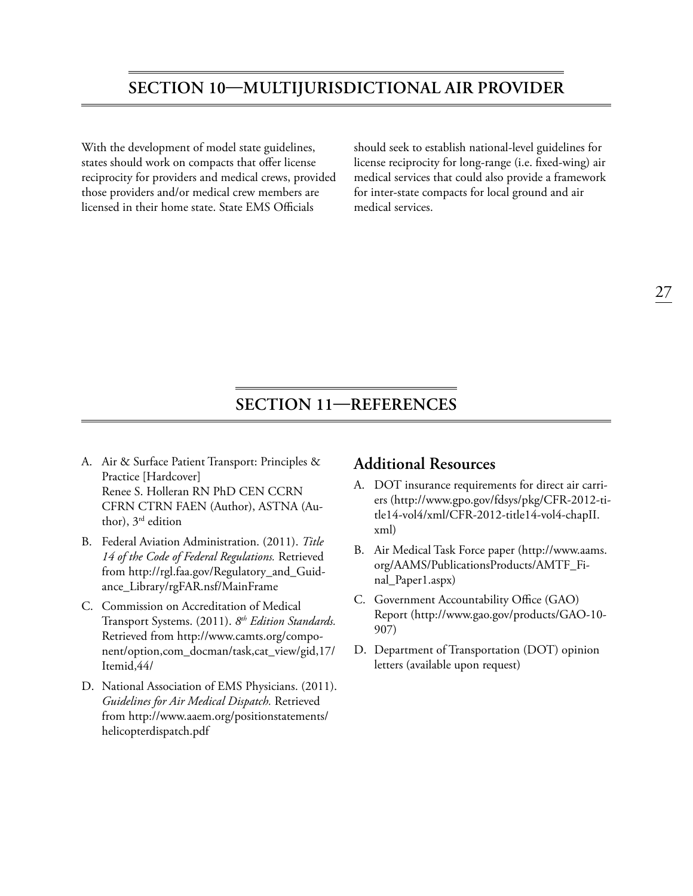# SECTION 10—MULTIJURISDICTIONAL AIR PROVIDER

With the development of model state guidelines, states should work on compacts that offer license reciprocity for providers and medical crews, provided those providers and/or medical crew members are licensed in their home state. State EMS Officials should seek to establish national-level guidelines for license reciprocity for long-range (i.e. fixed-wing) air medical services that could also provide a framework for inter-state compacts for local ground and air medical services.

# SECTION 11—REFERENCES

A. Air & Surface Patient Transport: Principles & Practice [Hardcover]
Renee S. Holleran RN PhD CEN CCRN CFRN CTRN FAEN (Author), ASTNA (Author), 3rd edition

B. Federal Aviation Administration. (2011). *Title 14 of the Code of Federal Regulations.* Retrieved from http://rgl.faa.gov/Regulatory_and_Guidance_Library/rgFAR.nsf/MainFrame

C. Commission on Accreditation of Medical Transport Systems. (2011). *8th Edition Standards.* Retrieved from http://www.camts.org/component/option,com_docman/task,cat_view/gid,17/Itemid,44/

D. National Association of EMS Physicians. (2011). *Guidelines for Air Medical Dispatch.* Retrieved from http://www.aaem.org/positionstatements/helicopterdispatch.pdf

## Additional Resources

A. DOT insurance requirements for direct air carriers (http://www.gpo.gov/fdsys/pkg/CFR-2012-title14-vol4/xml/CFR-2012-title14-vol4-chapII.xml)

B. Air Medical Task Force paper (http://www.aams.org/AAMS/PublicationsProducts/AMTF_Final_Paper1.aspx)

C. Government Accountability Office (GAO) Report (http://www.gao.gov/products/GAO-10-907)

D. Department of Transportation (DOT) opinion letters (available upon request)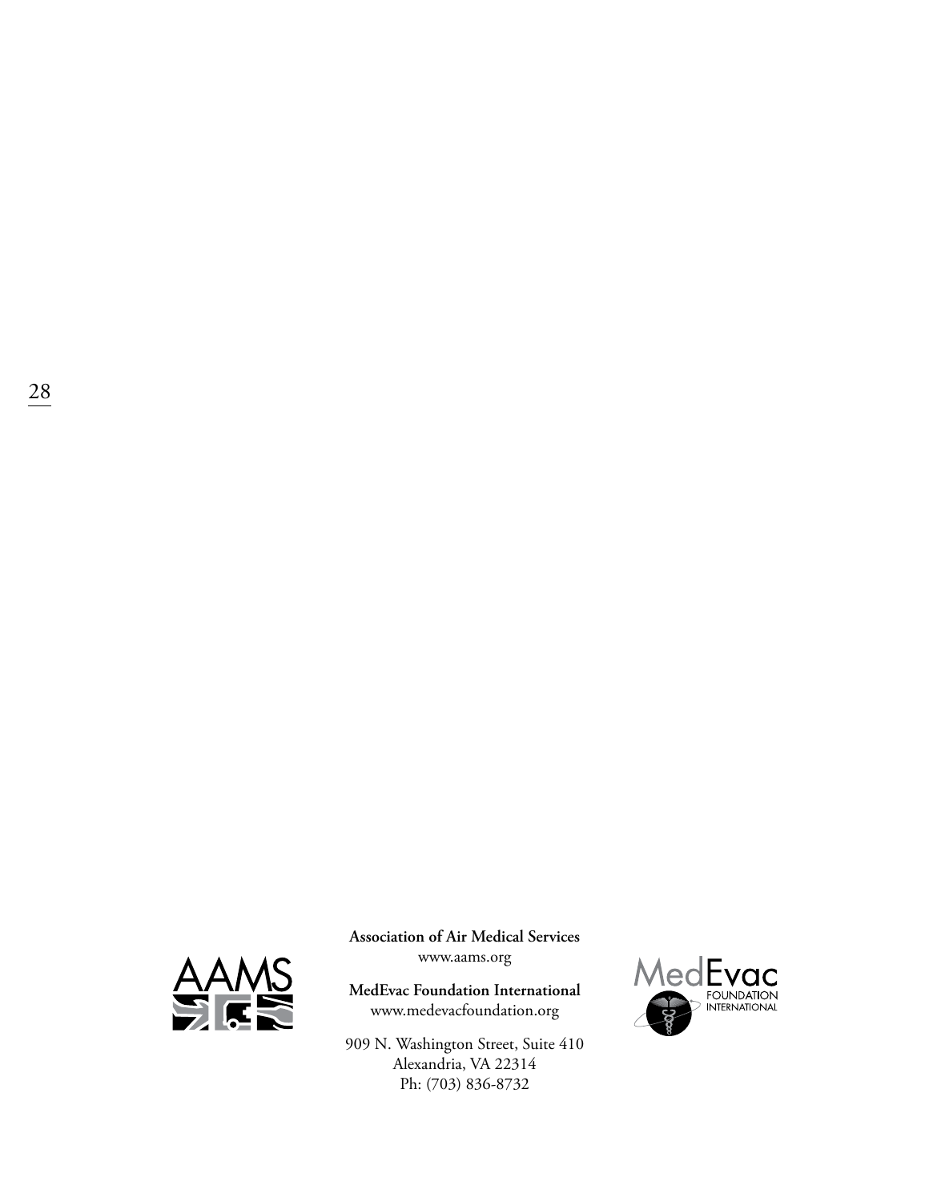**Association of Air Medical Services**
www.aams.org

**MedEvac Foundation International**
www.medevacfoundation.org

909 N. Washington Street, Suite 410
Alexandria, VA 22314
Ph: (703) 836-8732